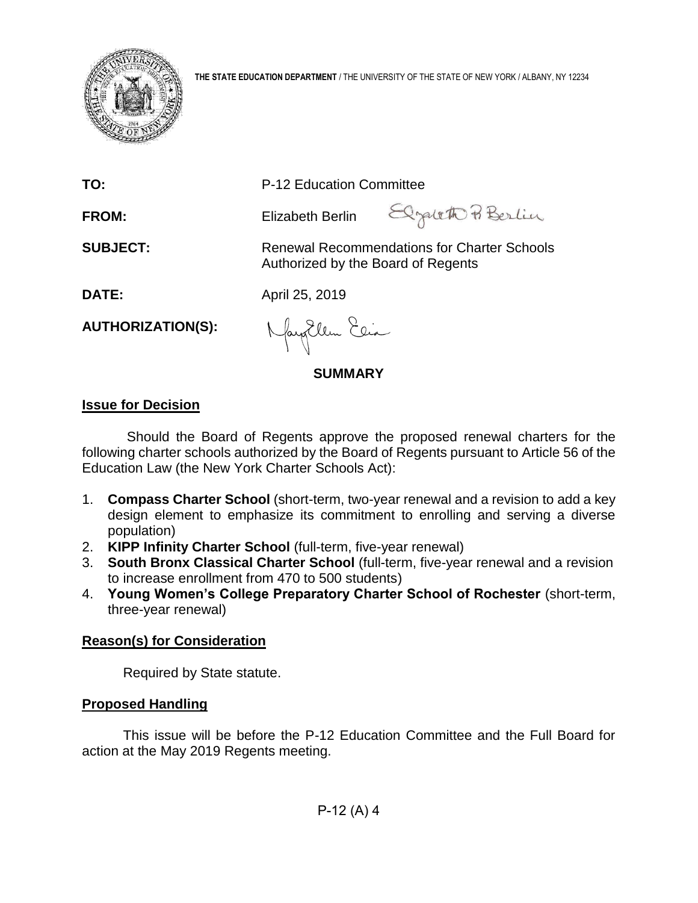**THE STATE EDUCATION DEPARTMENT** / THE UNIVERSITY OF THE STATE OF NEW YORK / ALBANY, NY 12234

**TO:** P-12 Education Committee

**FROM:** Elizabeth Berlin

**SUBJECT:** Renewal Recommendations for Charter Schools Authorized by the Board of Regents

**DATE:** April 25, 2019

**AUTHORIZATION(S):**

## SUMMARY

### Issue for Decision

Should the Board of Regents approve the proposed renewal charters for the following charter schools authorized by the Board of Regents pursuant to Article 56 of the Education Law (the New York Charter Schools Act):

1. **Compass Charter School** (short-term, two-year renewal and a revision to add a key design element to emphasize its commitment to enrolling and serving a diverse population)
2. **KIPP Infinity Charter School** (full-term, five-year renewal)
3. **South Bronx Classical Charter School** (full-term, five-year renewal and a revision to increase enrollment from 470 to 500 students)
4. **Young Women's College Preparatory Charter School of Rochester** (short-term, three-year renewal)

### Reason(s) for Consideration

Required by State statute.

### Proposed Handling

This issue will be before the P-12 Education Committee and the Full Board for action at the May 2019 Regents meeting.

P-12 (A) 4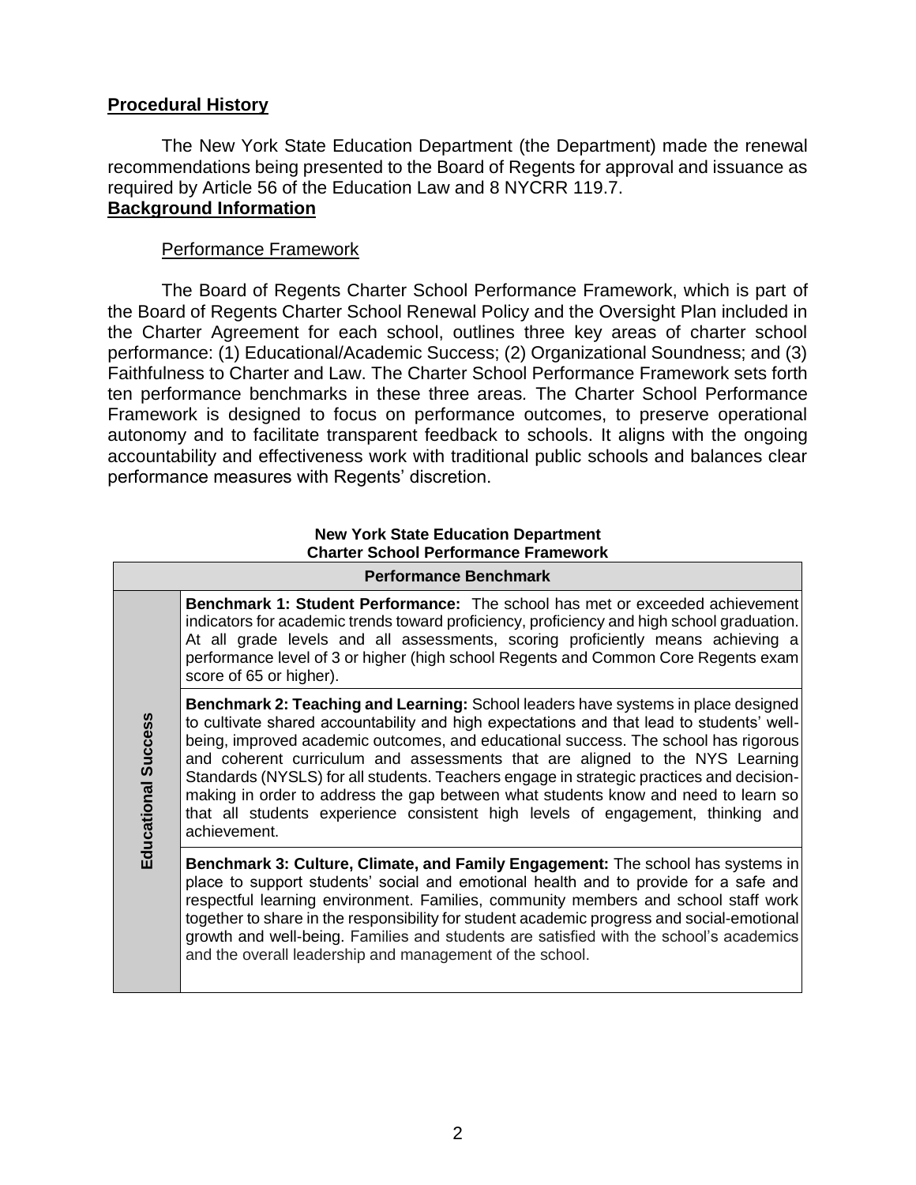**Procedural History**

The New York State Education Department (the Department) made the renewal recommendations being presented to the Board of Regents for approval and issuance as required by Article 56 of the Education Law and 8 NYCRR 119.7.

**Background Information**

Performance Framework

The Board of Regents Charter School Performance Framework, which is part of the Board of Regents Charter School Renewal Policy and the Oversight Plan included in the Charter Agreement for each school, outlines three key areas of charter school performance: (1) Educational/Academic Success; (2) Organizational Soundness; and (3) Faithfulness to Charter and Law. The Charter School Performance Framework sets forth ten performance benchmarks in these three areas. The Charter School Performance Framework is designed to focus on performance outcomes, to preserve operational autonomy and to facilitate transparent feedback to schools. It aligns with the ongoing accountability and effectiveness work with traditional public schools and balances clear performance measures with Regents' discretion.

**New York State Education Department**
**Charter School Performance Framework**

| Performance Benchmark | |
|---|---|
| Educational Success | **Benchmark 1: Student Performance:** The school has met or exceeded achievement indicators for academic trends toward proficiency, proficiency and high school graduation. At all grade levels and all assessments, scoring proficiently means achieving a performance level of 3 or higher (high school Regents and Common Core Regents exam score of 65 or higher). |
| | **Benchmark 2: Teaching and Learning:** School leaders have systems in place designed to cultivate shared accountability and high expectations and that lead to students' well-being, improved academic outcomes, and educational success. The school has rigorous and coherent curriculum and assessments that are aligned to the NYS Learning Standards (NYSLS) for all students. Teachers engage in strategic practices and decision-making in order to address the gap between what students know and need to learn so that all students experience consistent high levels of engagement, thinking and achievement. |
| | **Benchmark 3: Culture, Climate, and Family Engagement:** The school has systems in place to support students' social and emotional health and to provide for a safe and respectful learning environment. Families, community members and school staff work together to share in the responsibility for student academic progress and social-emotional growth and well-being. Families and students are satisfied with the school's academics and the overall leadership and management of the school. |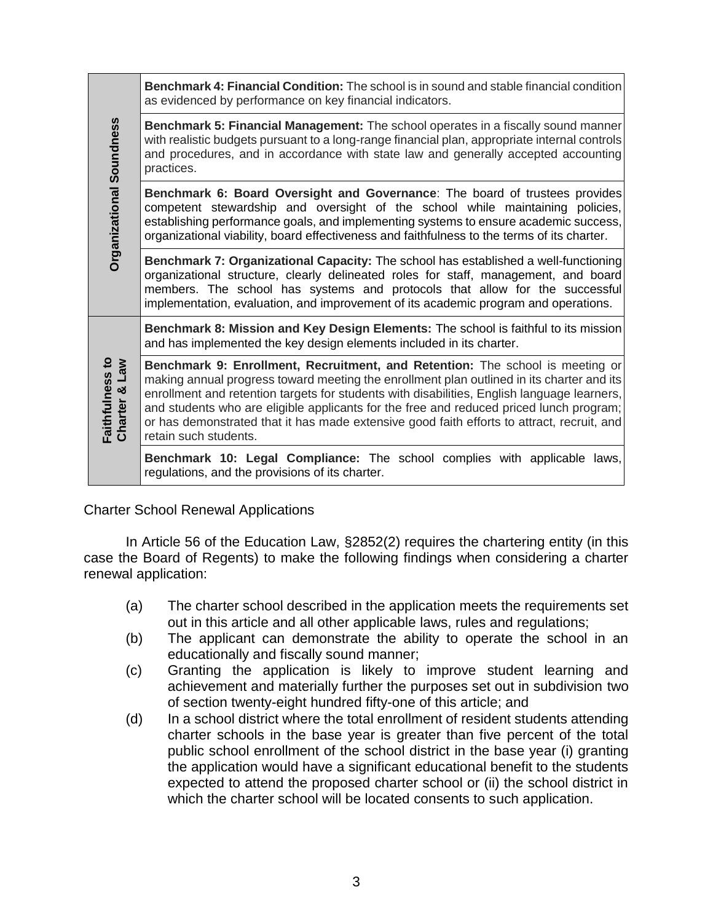| | |
|---|---|
| **Organizational Soundness** | **Benchmark 4: Financial Condition:** The school is in sound and stable financial condition as evidenced by performance on key financial indicators. |
| | **Benchmark 5: Financial Management:** The school operates in a fiscally sound manner with realistic budgets pursuant to a long-range financial plan, appropriate internal controls and procedures, and in accordance with state law and generally accepted accounting practices. |
| | **Benchmark 6: Board Oversight and Governance**: The board of trustees provides competent stewardship and oversight of the school while maintaining policies, establishing performance goals, and implementing systems to ensure academic success, organizational viability, board effectiveness and faithfulness to the terms of its charter. |
| | **Benchmark 7: Organizational Capacity:** The school has established a well-functioning organizational structure, clearly delineated roles for staff, management, and board members. The school has systems and protocols that allow for the successful implementation, evaluation, and improvement of its academic program and operations. |
| **Faithfulness to Charter & Law** | **Benchmark 8: Mission and Key Design Elements:** The school is faithful to its mission and has implemented the key design elements included in its charter. |
| | **Benchmark 9: Enrollment, Recruitment, and Retention:** The school is meeting or making annual progress toward meeting the enrollment plan outlined in its charter and its enrollment and retention targets for students with disabilities, English language learners, and students who are eligible applicants for the free and reduced priced lunch program; or has demonstrated that it has made extensive good faith efforts to attract, recruit, and retain such students. |
| | **Benchmark 10: Legal Compliance:** The school complies with applicable laws, regulations, and the provisions of its charter. |

Charter School Renewal Applications

In Article 56 of the Education Law, §2852(2) requires the chartering entity (in this case the Board of Regents) to make the following findings when considering a charter renewal application:

(a) The charter school described in the application meets the requirements set out in this article and all other applicable laws, rules and regulations;

(b) The applicant can demonstrate the ability to operate the school in an educationally and fiscally sound manner;

(c) Granting the application is likely to improve student learning and achievement and materially further the purposes set out in subdivision two of section twenty-eight hundred fifty-one of this article; and

(d) In a school district where the total enrollment of resident students attending charter schools in the base year is greater than five percent of the total public school enrollment of the school district in the base year (i) granting the application would have a significant educational benefit to the students expected to attend the proposed charter school or (ii) the school district in which the charter school will be located consents to such application.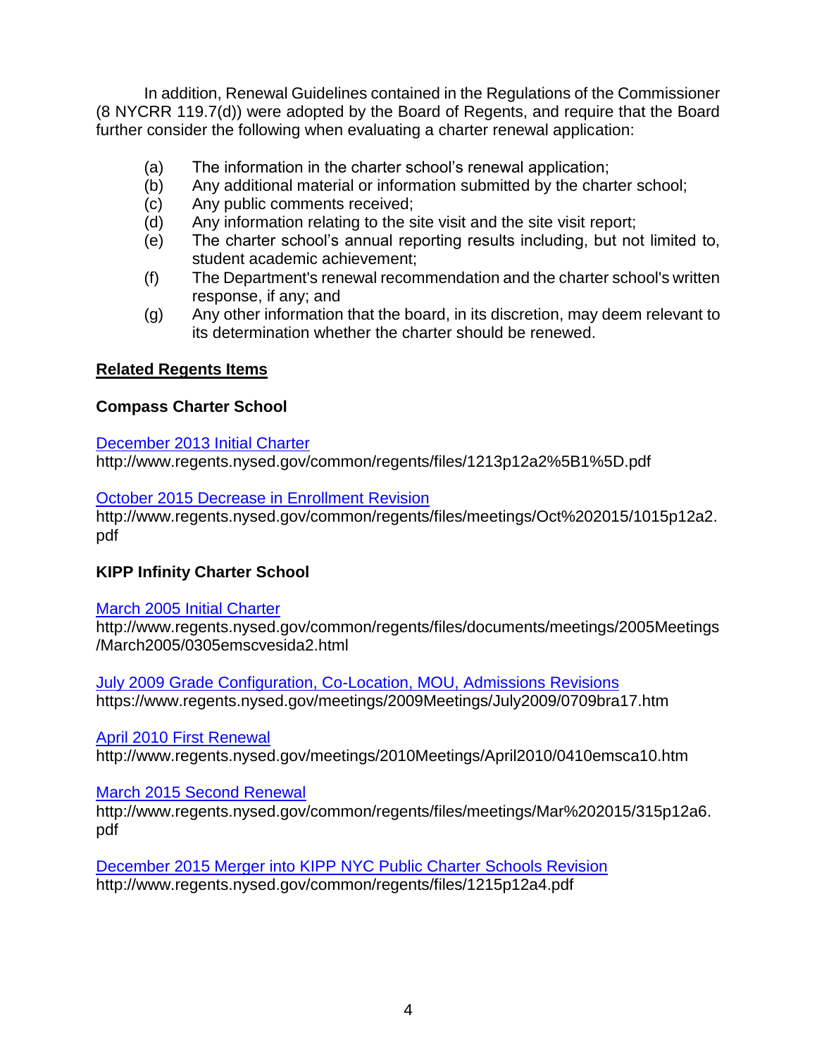In addition, Renewal Guidelines contained in the Regulations of the Commissioner (8 NYCRR 119.7(d)) were adopted by the Board of Regents, and require that the Board further consider the following when evaluating a charter renewal application:

(a) The information in the charter school's renewal application;
(b) Any additional material or information submitted by the charter school;
(c) Any public comments received;
(d) Any information relating to the site visit and the site visit report;
(e) The charter school's annual reporting results including, but not limited to, student academic achievement;
(f) The Department's renewal recommendation and the charter school's written response, if any; and
(g) Any other information that the board, in its discretion, may deem relevant to its determination whether the charter should be renewed.

**Related Regents Items**

**Compass Charter School**

December 2013 Initial Charter
http://www.regents.nysed.gov/common/regents/files/1213p12a2%5B1%5D.pdf

October 2015 Decrease in Enrollment Revision
http://www.regents.nysed.gov/common/regents/files/meetings/Oct%202015/1015p12a2.pdf

**KIPP Infinity Charter School**

March 2005 Initial Charter
http://www.regents.nysed.gov/common/regents/files/documents/meetings/2005Meetings/March2005/0305emscvesida2.html

July 2009 Grade Configuration, Co-Location, MOU, Admissions Revisions
https://www.regents.nysed.gov/meetings/2009Meetings/July2009/0709bra17.htm

April 2010 First Renewal
http://www.regents.nysed.gov/meetings/2010Meetings/April2010/0410emsca10.htm

March 2015 Second Renewal
http://www.regents.nysed.gov/common/regents/files/meetings/Mar%202015/315p12a6.pdf

December 2015 Merger into KIPP NYC Public Charter Schools Revision
http://www.regents.nysed.gov/common/regents/files/1215p12a4.pdf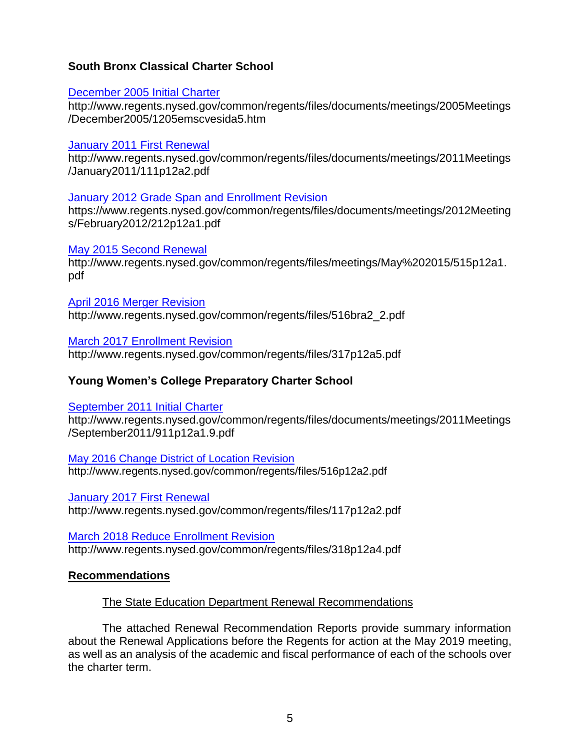### South Bronx Classical Charter School

[December 2005 Initial Charter](http://www.regents.nysed.gov/common/regents/files/documents/meetings/2005Meetings/December2005/1205emscvesida5.htm)
http://www.regents.nysed.gov/common/regents/files/documents/meetings/2005Meetings/December2005/1205emscvesida5.htm

[January 2011 First Renewal](http://www.regents.nysed.gov/common/regents/files/documents/meetings/2011Meetings/January2011/111p12a2.pdf)
http://www.regents.nysed.gov/common/regents/files/documents/meetings/2011Meetings/January2011/111p12a2.pdf

[January 2012 Grade Span and Enrollment Revision](https://www.regents.nysed.gov/common/regents/files/documents/meetings/2012Meetings/February2012/212p12a1.pdf)
https://www.regents.nysed.gov/common/regents/files/documents/meetings/2012Meetings/February2012/212p12a1.pdf

[May 2015 Second Renewal](http://www.regents.nysed.gov/common/regents/files/meetings/May%202015/515p12a1.pdf)
http://www.regents.nysed.gov/common/regents/files/meetings/May%202015/515p12a1.pdf

[April 2016 Merger Revision](http://www.regents.nysed.gov/common/regents/files/516bra2_2.pdf)
http://www.regents.nysed.gov/common/regents/files/516bra2_2.pdf

[March 2017 Enrollment Revision](http://www.regents.nysed.gov/common/regents/files/317p12a5.pdf)
http://www.regents.nysed.gov/common/regents/files/317p12a5.pdf

### Young Women's College Preparatory Charter School

[September 2011 Initial Charter](http://www.regents.nysed.gov/common/regents/files/documents/meetings/2011Meetings/September2011/911p12a1.9.pdf)
http://www.regents.nysed.gov/common/regents/files/documents/meetings/2011Meetings/September2011/911p12a1.9.pdf

[May 2016 Change District of Location Revision](http://www.regents.nysed.gov/common/regents/files/516p12a2.pdf)
http://www.regents.nysed.gov/common/regents/files/516p12a2.pdf

[January 2017 First Renewal](http://www.regents.nysed.gov/common/regents/files/117p12a2.pdf)
http://www.regents.nysed.gov/common/regents/files/117p12a2.pdf

[March 2018 Reduce Enrollment Revision](http://www.regents.nysed.gov/common/regents/files/318p12a4.pdf)
http://www.regents.nysed.gov/common/regents/files/318p12a4.pdf

## Recommendations

The State Education Department Renewal Recommendations

The attached Renewal Recommendation Reports provide summary information about the Renewal Applications before the Regents for action at the May 2019 meeting, as well as an analysis of the academic and fiscal performance of each of the schools over the charter term.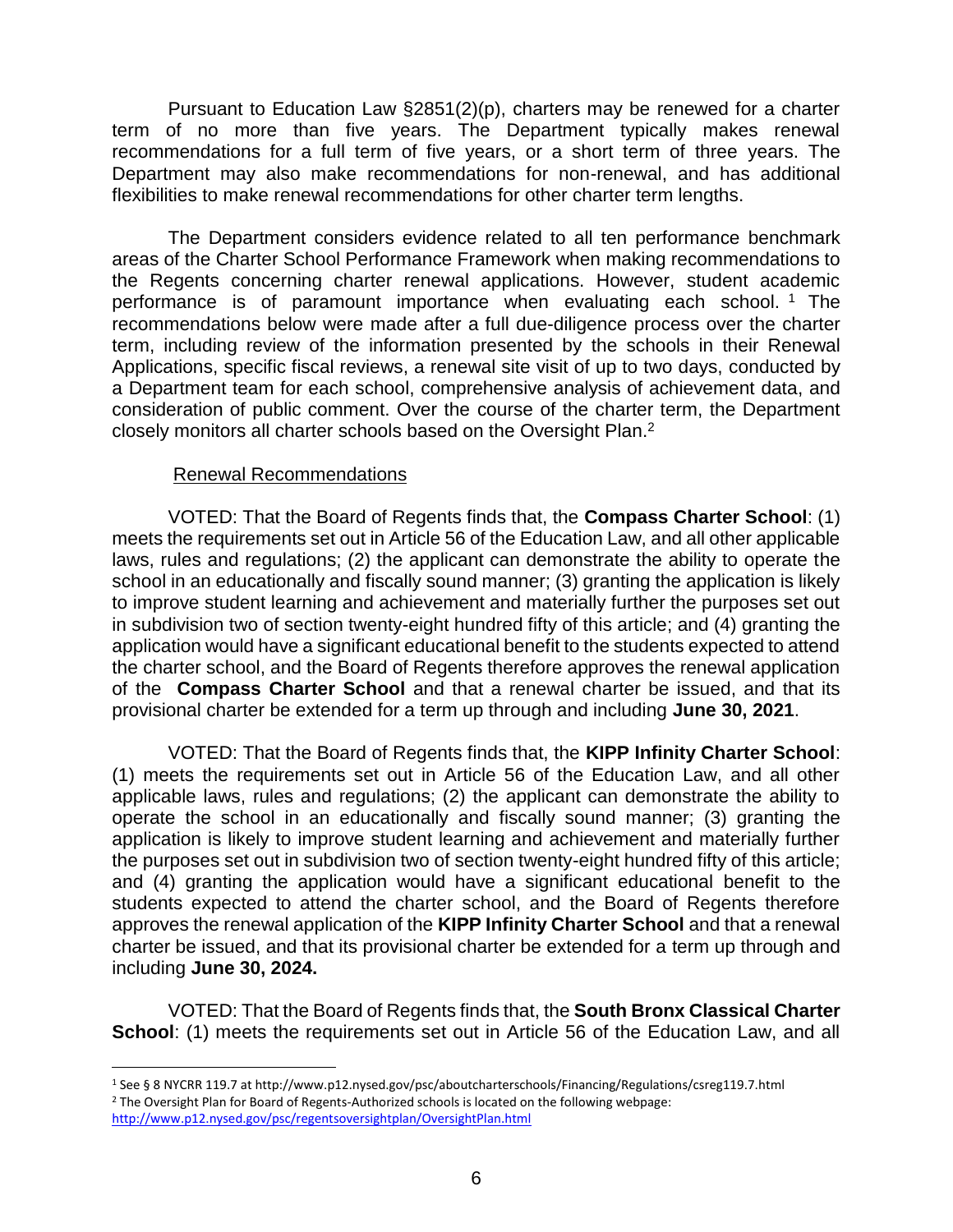Pursuant to Education Law §2851(2)(p), charters may be renewed for a charter term of no more than five years. The Department typically makes renewal recommendations for a full term of five years, or a short term of three years. The Department may also make recommendations for non-renewal, and has additional flexibilities to make renewal recommendations for other charter term lengths.

The Department considers evidence related to all ten performance benchmark areas of the Charter School Performance Framework when making recommendations to the Regents concerning charter renewal applications. However, student academic performance is of paramount importance when evaluating each school.[1] The recommendations below were made after a full due-diligence process over the charter term, including review of the information presented by the schools in their Renewal Applications, specific fiscal reviews, a renewal site visit of up to two days, conducted by a Department team for each school, comprehensive analysis of achievement data, and consideration of public comment. Over the course of the charter term, the Department closely monitors all charter schools based on the Oversight Plan.[2]

Renewal Recommendations

VOTED: That the Board of Regents finds that, the **Compass Charter School**: (1) meets the requirements set out in Article 56 of the Education Law, and all other applicable laws, rules and regulations; (2) the applicant can demonstrate the ability to operate the school in an educationally and fiscally sound manner; (3) granting the application is likely to improve student learning and achievement and materially further the purposes set out in subdivision two of section twenty-eight hundred fifty of this article; and (4) granting the application would have a significant educational benefit to the students expected to attend the charter school, and the Board of Regents therefore approves the renewal application of the **Compass Charter School** and that a renewal charter be issued, and that its provisional charter be extended for a term up through and including **June 30, 2021**.

VOTED: That the Board of Regents finds that, the **KIPP Infinity Charter School**: (1) meets the requirements set out in Article 56 of the Education Law, and all other applicable laws, rules and regulations; (2) the applicant can demonstrate the ability to operate the school in an educationally and fiscally sound manner; (3) granting the application is likely to improve student learning and achievement and materially further the purposes set out in subdivision two of section twenty-eight hundred fifty of this article; and (4) granting the application would have a significant educational benefit to the students expected to attend the charter school, and the Board of Regents therefore approves the renewal application of the **KIPP Infinity Charter School** and that a renewal charter be issued, and that its provisional charter be extended for a term up through and including **June 30, 2024.**

VOTED: That the Board of Regents finds that, the **South Bronx Classical Charter School**: (1) meets the requirements set out in Article 56 of the Education Law, and all

---

[1] See § 8 NYCRR 119.7 at http://www.p12.nysed.gov/psc/aboutcharterschools/Financing/Regulations/csreg119.7.html

[2] The Oversight Plan for Board of Regents-Authorized schools is located on the following webpage: http://www.p12.nysed.gov/psc/regentsoversightplan/OversightPlan.html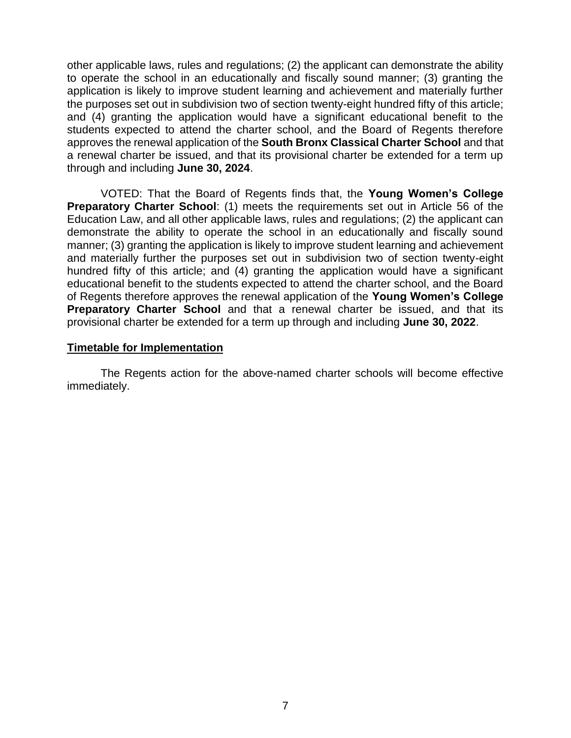other applicable laws, rules and regulations; (2) the applicant can demonstrate the ability to operate the school in an educationally and fiscally sound manner; (3) granting the application is likely to improve student learning and achievement and materially further the purposes set out in subdivision two of section twenty-eight hundred fifty of this article; and (4) granting the application would have a significant educational benefit to the students expected to attend the charter school, and the Board of Regents therefore approves the renewal application of the **South Bronx Classical Charter School** and that a renewal charter be issued, and that its provisional charter be extended for a term up through and including **June 30, 2024**.

VOTED: That the Board of Regents finds that, the **Young Women's College Preparatory Charter School**: (1) meets the requirements set out in Article 56 of the Education Law, and all other applicable laws, rules and regulations; (2) the applicant can demonstrate the ability to operate the school in an educationally and fiscally sound manner; (3) granting the application is likely to improve student learning and achievement and materially further the purposes set out in subdivision two of section twenty-eight hundred fifty of this article; and (4) granting the application would have a significant educational benefit to the students expected to attend the charter school, and the Board of Regents therefore approves the renewal application of the **Young Women's College Preparatory Charter School** and that a renewal charter be issued, and that its provisional charter be extended for a term up through and including **June 30, 2022**.

**Timetable for Implementation**

The Regents action for the above-named charter schools will become effective immediately.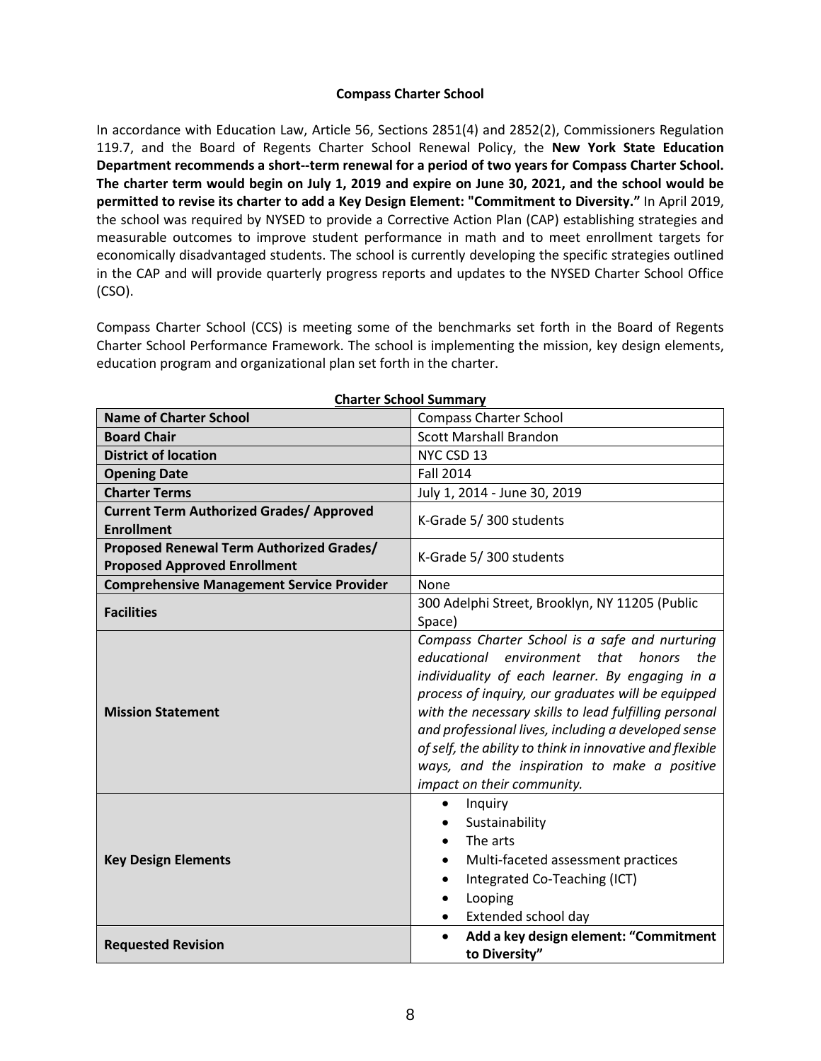**Compass Charter School**

In accordance with Education Law, Article 56, Sections 2851(4) and 2852(2), Commissioners Regulation 119.7, and the Board of Regents Charter School Renewal Policy, the **New York State Education Department recommends a short--term renewal for a period of two years for Compass Charter School. The charter term would begin on July 1, 2019 and expire on June 30, 2021, and the school would be permitted to revise its charter to add a Key Design Element: "Commitment to Diversity."** In April 2019, the school was required by NYSED to provide a Corrective Action Plan (CAP) establishing strategies and measurable outcomes to improve student performance in math and to meet enrollment targets for economically disadvantaged students. The school is currently developing the specific strategies outlined in the CAP and will provide quarterly progress reports and updates to the NYSED Charter School Office (CSO).

Compass Charter School (CCS) is meeting some of the benchmarks set forth in the Board of Regents Charter School Performance Framework. The school is implementing the mission, key design elements, education program and organizational plan set forth in the charter.

**Charter School Summary**

| **Name of Charter School** | Compass Charter School |
|---|---|
| **Board Chair** | Scott Marshall Brandon |
| **District of location** | NYC CSD 13 |
| **Opening Date** | Fall 2014 |
| **Charter Terms** | July 1, 2014 - June 30, 2019 |
| **Current Term Authorized Grades/ Approved Enrollment** | K-Grade 5/ 300 students |
| **Proposed Renewal Term Authorized Grades/ Proposed Approved Enrollment** | K-Grade 5/ 300 students |
| **Comprehensive Management Service Provider** | None |
| **Facilities** | 300 Adelphi Street, Brooklyn, NY 11205 (Public Space) |
| **Mission Statement** | *Compass Charter School is a safe and nurturing educational environment that honors the individuality of each learner. By engaging in a process of inquiry, our graduates will be equipped with the necessary skills to lead fulfilling personal and professional lives, including a developed sense of self, the ability to think in innovative and flexible ways, and the inspiration to make a positive impact on their community.* |
| **Key Design Elements** | • Inquiry<br>• Sustainability<br>• The arts<br>• Multi-faceted assessment practices<br>• Integrated Co-Teaching (ICT)<br>• Looping<br>• Extended school day |
| **Requested Revision** | • **Add a key design element: "Commitment to Diversity"** |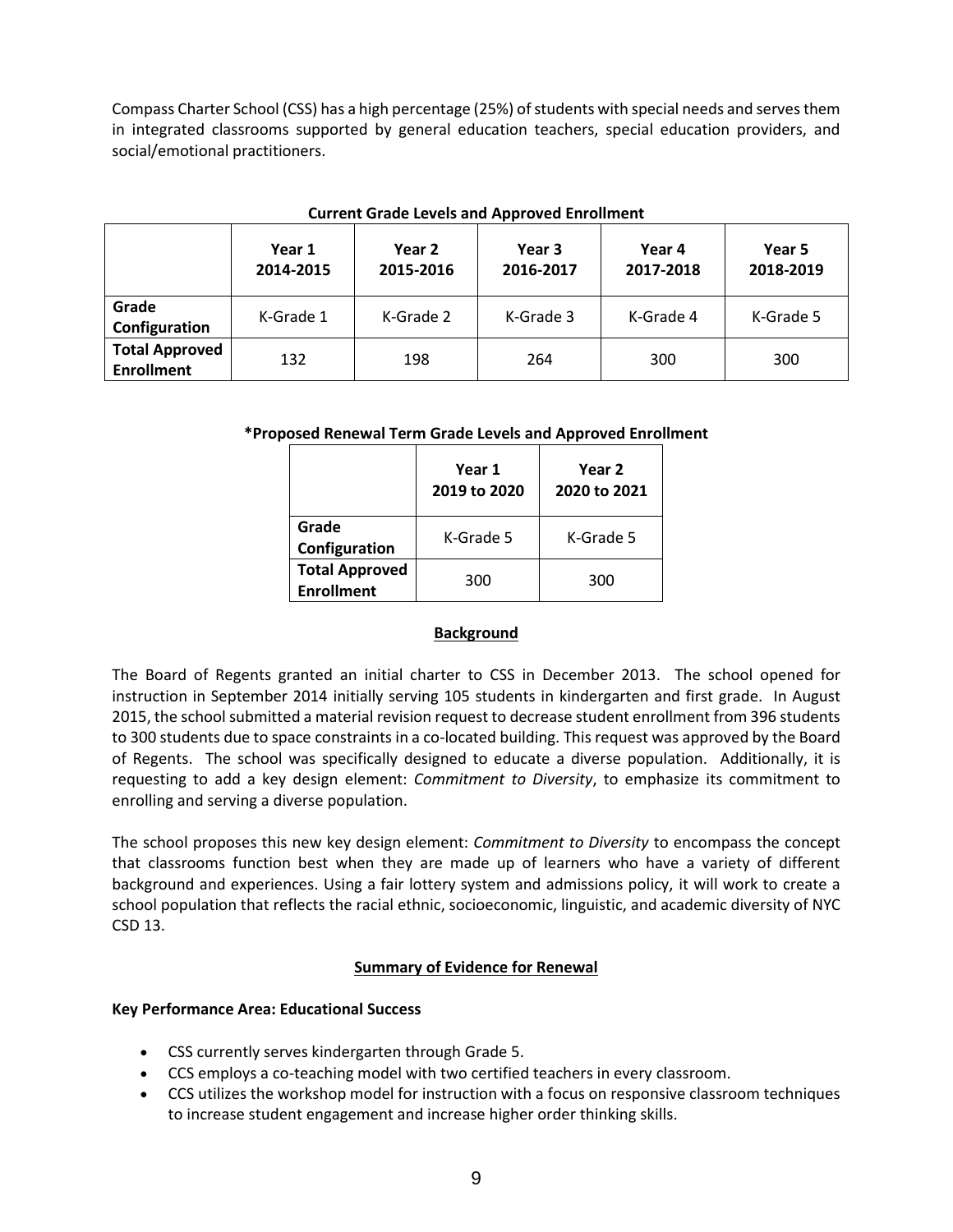Compass Charter School (CSS) has a high percentage (25%) of students with special needs and serves them in integrated classrooms supported by general education teachers, special education providers, and social/emotional practitioners.

**Current Grade Levels and Approved Enrollment**

| | Year 1 2014-2015 | Year 2 2015-2016 | Year 3 2016-2017 | Year 4 2017-2018 | Year 5 2018-2019 |
|---|---|---|---|---|---|
| **Grade Configuration** | K-Grade 1 | K-Grade 2 | K-Grade 3 | K-Grade 4 | K-Grade 5 |
| **Total Approved Enrollment** | 132 | 198 | 264 | 300 | 300 |

**\*Proposed Renewal Term Grade Levels and Approved Enrollment**

| | Year 1 2019 to 2020 | Year 2 2020 to 2021 |
|---|---|---|
| **Grade Configuration** | K-Grade 5 | K-Grade 5 |
| **Total Approved Enrollment** | 300 | 300 |

## Background

The Board of Regents granted an initial charter to CSS in December 2013. The school opened for instruction in September 2014 initially serving 105 students in kindergarten and first grade. In August 2015, the school submitted a material revision request to decrease student enrollment from 396 students to 300 students due to space constraints in a co-located building. This request was approved by the Board of Regents. The school was specifically designed to educate a diverse population. Additionally, it is requesting to add a key design element: *Commitment to Diversity*, to emphasize its commitment to enrolling and serving a diverse population.

The school proposes this new key design element: *Commitment to Diversity* to encompass the concept that classrooms function best when they are made up of learners who have a variety of different background and experiences. Using a fair lottery system and admissions policy, it will work to create a school population that reflects the racial ethnic, socioeconomic, linguistic, and academic diversity of NYC CSD 13.

## Summary of Evidence for Renewal

**Key Performance Area: Educational Success**

- CSS currently serves kindergarten through Grade 5.
- CCS employs a co-teaching model with two certified teachers in every classroom.
- CCS utilizes the workshop model for instruction with a focus on responsive classroom techniques to increase student engagement and increase higher order thinking skills.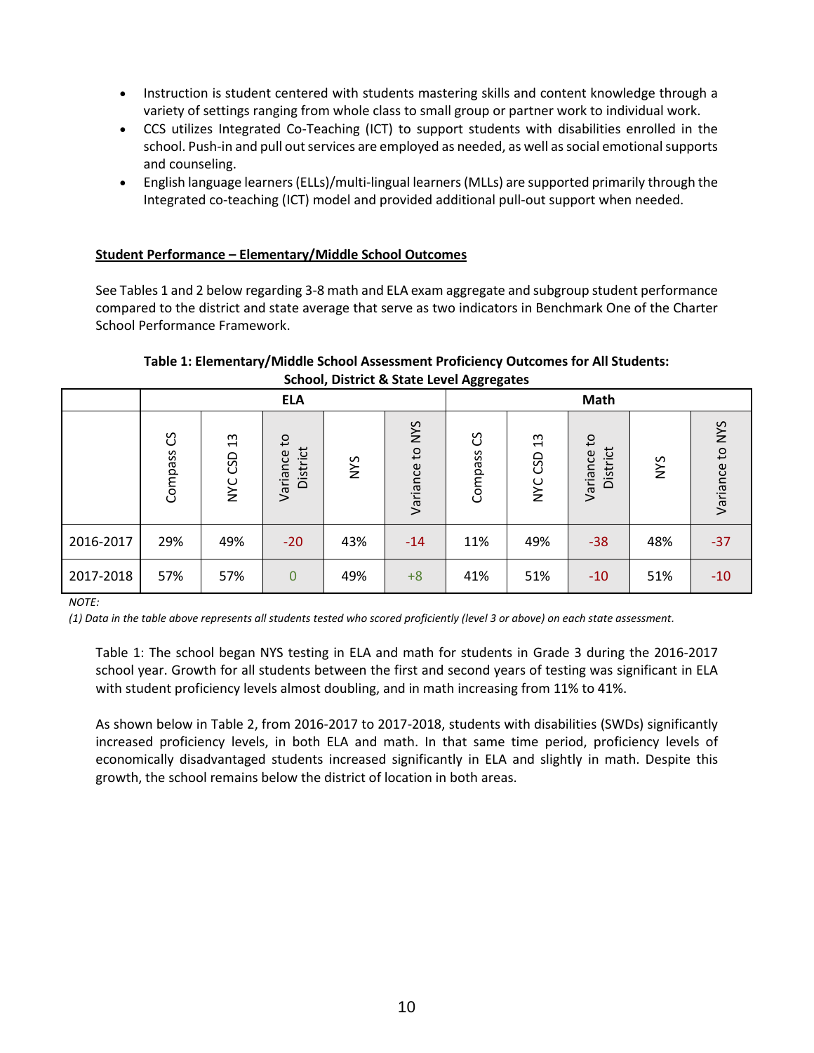- Instruction is student centered with students mastering skills and content knowledge through a variety of settings ranging from whole class to small group or partner work to individual work.
- CCS utilizes Integrated Co-Teaching (ICT) to support students with disabilities enrolled in the school. Push-in and pull out services are employed as needed, as well as social emotional supports and counseling.
- English language learners (ELLs)/multi-lingual learners (MLLs) are supported primarily through the Integrated co-teaching (ICT) model and provided additional pull-out support when needed.

**Student Performance – Elementary/Middle School Outcomes**

See Tables 1 and 2 below regarding 3-8 math and ELA exam aggregate and subgroup student performance compared to the district and state average that serve as two indicators in Benchmark One of the Charter School Performance Framework.

**Table 1: Elementary/Middle School Assessment Proficiency Outcomes for All Students: School, District & State Level Aggregates**

| | ELA | | | | | Math | | | | |
|---|---|---|---|---|---|---|---|---|---|---|
| | Compass CS | NYC CSD 13 | Variance to District | NYS | Variance to NYS | Compass CS | NYC CSD 13 | Variance to District | NYS | Variance to NYS |
| 2016-2017 | 29% | 49% | -20 | 43% | -14 | 11% | 49% | -38 | 48% | -37 |
| 2017-2018 | 57% | 57% | 0 | 49% | +8 | 41% | 51% | -10 | 51% | -10 |

*NOTE:*
*(1) Data in the table above represents all students tested who scored proficiently (level 3 or above) on each state assessment.*

Table 1: The school began NYS testing in ELA and math for students in Grade 3 during the 2016-2017 school year. Growth for all students between the first and second years of testing was significant in ELA with student proficiency levels almost doubling, and in math increasing from 11% to 41%.

As shown below in Table 2, from 2016-2017 to 2017-2018, students with disabilities (SWDs) significantly increased proficiency levels, in both ELA and math. In that same time period, proficiency levels of economically disadvantaged students increased significantly in ELA and slightly in math. Despite this growth, the school remains below the district of location in both areas.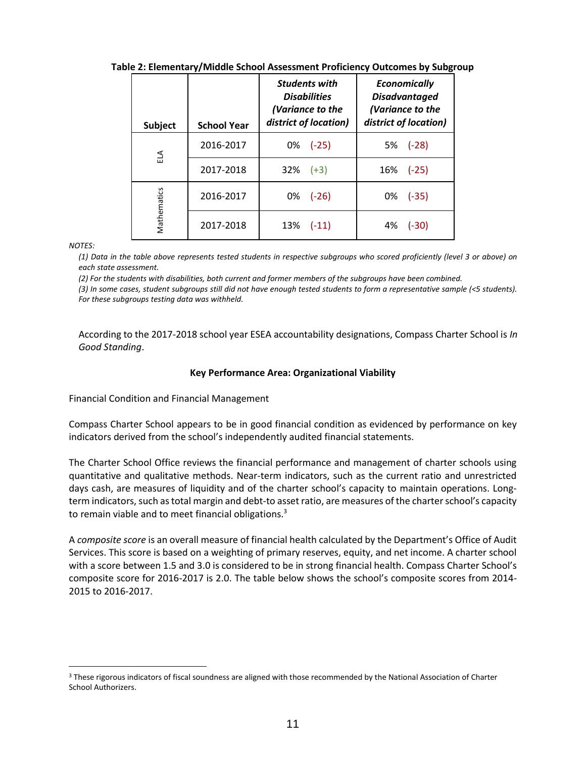**Table 2: Elementary/Middle School Assessment Proficiency Outcomes by Subgroup**

| Subject | School Year | *Students with Disabilities (Variance to the district of location)* | *Economically Disadvantaged (Variance to the district of location)* |
|---|---|---|---|
| ELA | 2016-2017 | 0% (-25) | 5% (-28) |
| | 2017-2018 | 32% (+3) | 16% (-25) |
| Mathematics | 2016-2017 | 0% (-26) | 0% (-35) |
| | 2017-2018 | 13% (-11) | 4% (-30) |

*NOTES:*

*(1) Data in the table above represents tested students in respective subgroups who scored proficiently (level 3 or above) on each state assessment.*

*(2) For the students with disabilities, both current and former members of the subgroups have been combined.*

*(3) In some cases, student subgroups still did not have enough tested students to form a representative sample (<5 students). For these subgroups testing data was withheld.*

According to the 2017-2018 school year ESEA accountability designations, Compass Charter School is *In Good Standing*.

**Key Performance Area: Organizational Viability**

Financial Condition and Financial Management

Compass Charter School appears to be in good financial condition as evidenced by performance on key indicators derived from the school's independently audited financial statements.

The Charter School Office reviews the financial performance and management of charter schools using quantitative and qualitative methods. Near-term indicators, such as the current ratio and unrestricted days cash, are measures of liquidity and of the charter school's capacity to maintain operations. Long-term indicators, such as total margin and debt-to asset ratio, are measures of the charter school's capacity to remain viable and to meet financial obligations.[3]

A *composite score* is an overall measure of financial health calculated by the Department's Office of Audit Services. This score is based on a weighting of primary reserves, equity, and net income. A charter school with a score between 1.5 and 3.0 is considered to be in strong financial health. Compass Charter School's composite score for 2016-2017 is 2.0. The table below shows the school's composite scores from 2014-2015 to 2016-2017.

[3] These rigorous indicators of fiscal soundness are aligned with those recommended by the National Association of Charter School Authorizers.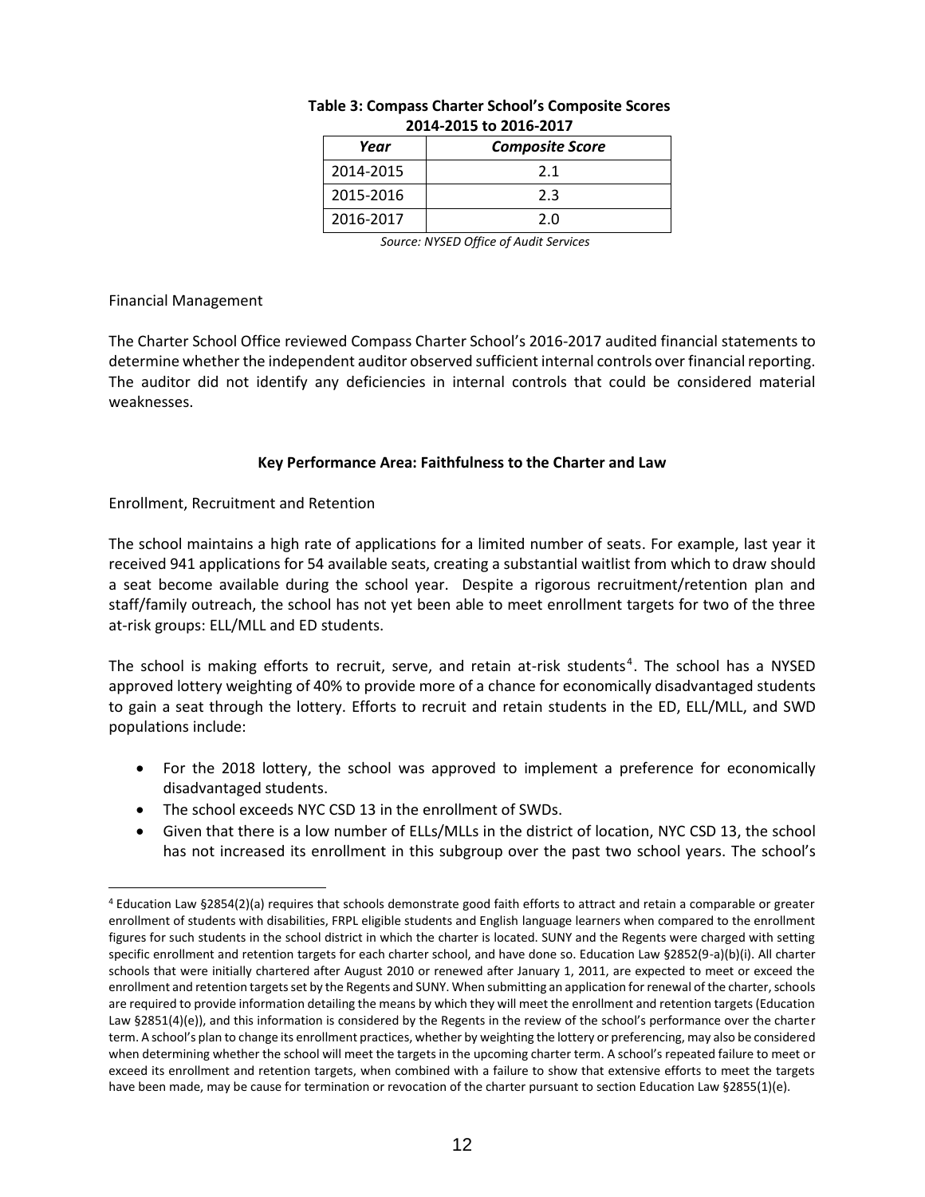**Table 3: Compass Charter School's Composite Scores 2014-2015 to 2016-2017**

| *Year* | *Composite Score* |
|---|---|
| 2014-2015 | 2.1 |
| 2015-2016 | 2.3 |
| 2016-2017 | 2.0 |

*Source: NYSED Office of Audit Services*

Financial Management

The Charter School Office reviewed Compass Charter School's 2016-2017 audited financial statements to determine whether the independent auditor observed sufficient internal controls over financial reporting. The auditor did not identify any deficiencies in internal controls that could be considered material weaknesses.

**Key Performance Area: Faithfulness to the Charter and Law**

Enrollment, Recruitment and Retention

The school maintains a high rate of applications for a limited number of seats. For example, last year it received 941 applications for 54 available seats, creating a substantial waitlist from which to draw should a seat become available during the school year. Despite a rigorous recruitment/retention plan and staff/family outreach, the school has not yet been able to meet enrollment targets for two of the three at-risk groups: ELL/MLL and ED students.

The school is making efforts to recruit, serve, and retain at-risk students[4]. The school has a NYSED approved lottery weighting of 40% to provide more of a chance for economically disadvantaged students to gain a seat through the lottery. Efforts to recruit and retain students in the ED, ELL/MLL, and SWD populations include:

- For the 2018 lottery, the school was approved to implement a preference for economically disadvantaged students.
- The school exceeds NYC CSD 13 in the enrollment of SWDs.
- Given that there is a low number of ELLs/MLLs in the district of location, NYC CSD 13, the school has not increased its enrollment in this subgroup over the past two school years. The school's

[4] Education Law §2854(2)(a) requires that schools demonstrate good faith efforts to attract and retain a comparable or greater enrollment of students with disabilities, FRPL eligible students and English language learners when compared to the enrollment figures for such students in the school district in which the charter is located. SUNY and the Regents were charged with setting specific enrollment and retention targets for each charter school, and have done so. Education Law §2852(9-a)(b)(i). All charter schools that were initially chartered after August 2010 or renewed after January 1, 2011, are expected to meet or exceed the enrollment and retention targets set by the Regents and SUNY. When submitting an application for renewal of the charter, schools are required to provide information detailing the means by which they will meet the enrollment and retention targets (Education Law §2851(4)(e)), and this information is considered by the Regents in the review of the school's performance over the charter term. A school's plan to change its enrollment practices, whether by weighting the lottery or preferencing, may also be considered when determining whether the school will meet the targets in the upcoming charter term. A school's repeated failure to meet or exceed its enrollment and retention targets, when combined with a failure to show that extensive efforts to meet the targets have been made, may be cause for termination or revocation of the charter pursuant to section Education Law §2855(1)(e).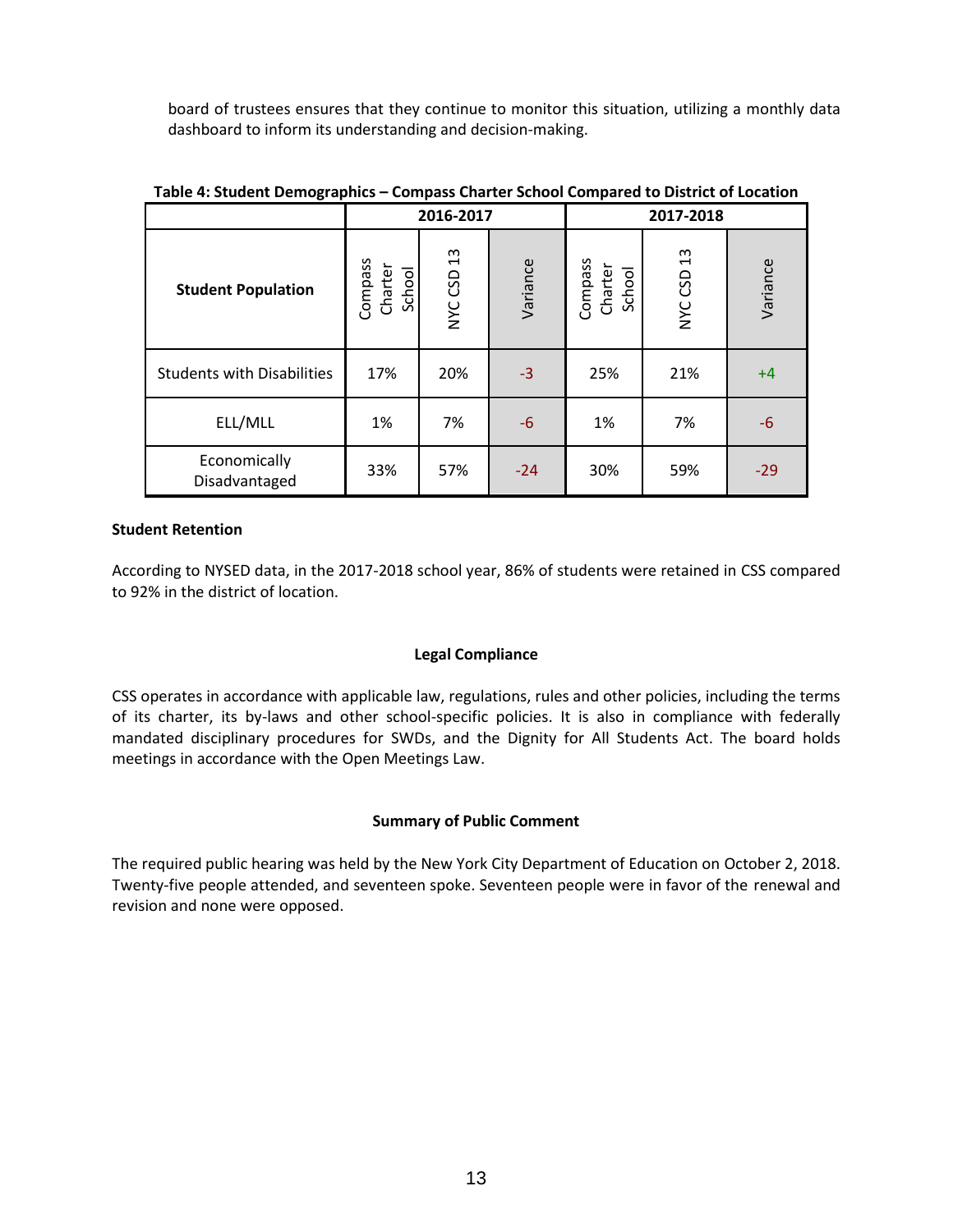board of trustees ensures that they continue to monitor this situation, utilizing a monthly data dashboard to inform its understanding and decision-making.

**Table 4: Student Demographics – Compass Charter School Compared to District of Location**

| Student Population | 2016-2017 | | | 2017-2018 | | |
|---|---|---|---|---|---|---|
| | Compass Charter School | NYC CSD 13 | Variance | Compass Charter School | NYC CSD 13 | Variance |
| Students with Disabilities | 17% | 20% | -3 | 25% | 21% | +4 |
| ELL/MLL | 1% | 7% | -6 | 1% | 7% | -6 |
| Economically Disadvantaged | 33% | 57% | -24 | 30% | 59% | -29 |

**Student Retention**

According to NYSED data, in the 2017-2018 school year, 86% of students were retained in CSS compared to 92% in the district of location.

## Legal Compliance

CSS operates in accordance with applicable law, regulations, rules and other policies, including the terms of its charter, its by-laws and other school-specific policies. It is also in compliance with federally mandated disciplinary procedures for SWDs, and the Dignity for All Students Act. The board holds meetings in accordance with the Open Meetings Law.

## Summary of Public Comment

The required public hearing was held by the New York City Department of Education on October 2, 2018. Twenty-five people attended, and seventeen spoke. Seventeen people were in favor of the renewal and revision and none were opposed.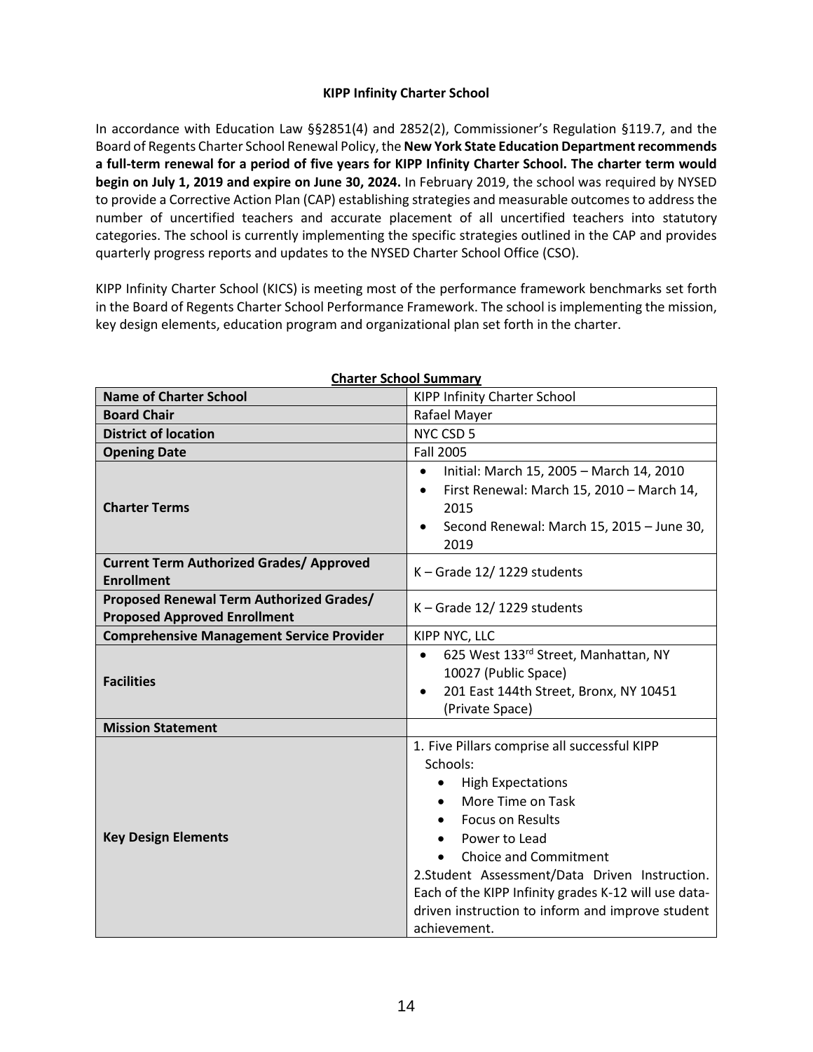**KIPP Infinity Charter School**

In accordance with Education Law §§2851(4) and 2852(2), Commissioner's Regulation §119.7, and the Board of Regents Charter School Renewal Policy, the **New York State Education Department recommends a full-term renewal for a period of five years for KIPP Infinity Charter School. The charter term would begin on July 1, 2019 and expire on June 30, 2024.** In February 2019, the school was required by NYSED to provide a Corrective Action Plan (CAP) establishing strategies and measurable outcomes to address the number of uncertified teachers and accurate placement of all uncertified teachers into statutory categories. The school is currently implementing the specific strategies outlined in the CAP and provides quarterly progress reports and updates to the NYSED Charter School Office (CSO).

KIPP Infinity Charter School (KICS) is meeting most of the performance framework benchmarks set forth in the Board of Regents Charter School Performance Framework. The school is implementing the mission, key design elements, education program and organizational plan set forth in the charter.

**Charter School Summary**

| **Name of Charter School** | KIPP Infinity Charter School |
|---|---|
| **Board Chair** | Rafael Mayer |
| **District of location** | NYC CSD 5 |
| **Opening Date** | Fall 2005 |
| **Charter Terms** | • Initial: March 15, 2005 – March 14, 2010<br>• First Renewal: March 15, 2010 – March 14, 2015<br>• Second Renewal: March 15, 2015 – June 30, 2019 |
| **Current Term Authorized Grades/ Approved Enrollment** | K – Grade 12/ 1229 students |
| **Proposed Renewal Term Authorized Grades/ Proposed Approved Enrollment** | K – Grade 12/ 1229 students |
| **Comprehensive Management Service Provider** | KIPP NYC, LLC |
| **Facilities** | • 625 West 133rd Street, Manhattan, NY 10027 (Public Space)<br>• 201 East 144th Street, Bronx, NY 10451 (Private Space) |
| **Mission Statement** | |
| **Key Design Elements** | 1. Five Pillars comprise all successful KIPP Schools:<br>• High Expectations<br>• More Time on Task<br>• Focus on Results<br>• Power to Lead<br>• Choice and Commitment<br>2.Student Assessment/Data Driven Instruction. Each of the KIPP Infinity grades K-12 will use data-driven instruction to inform and improve student achievement. |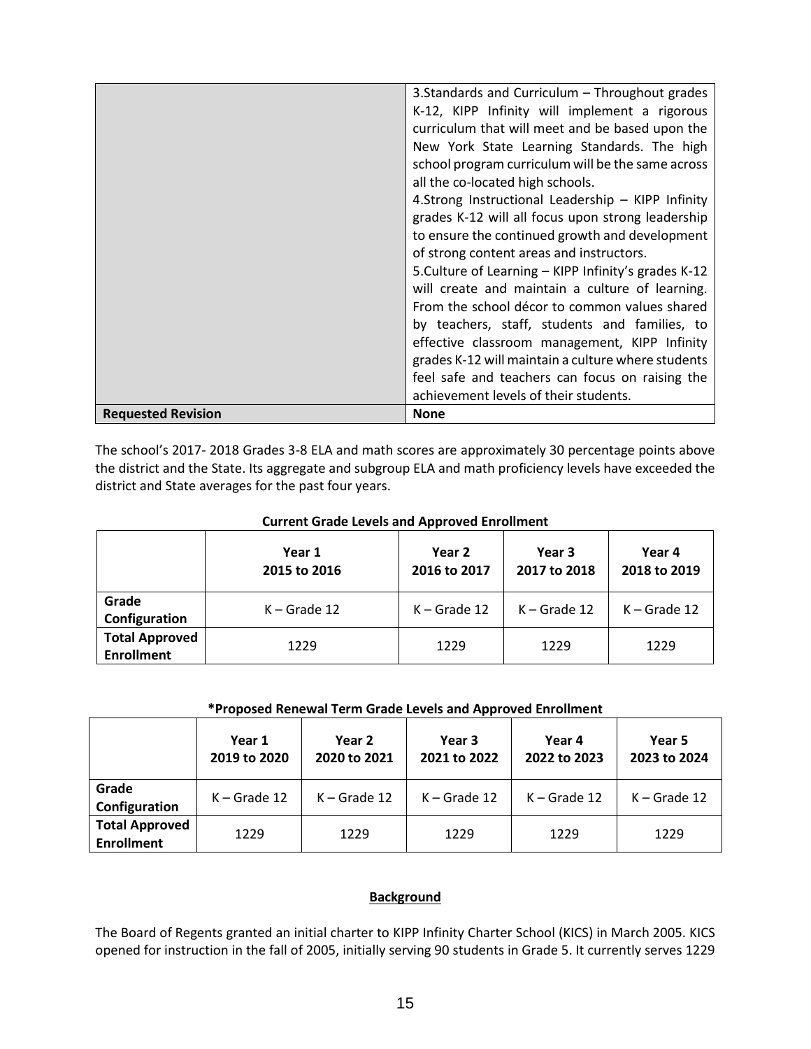| | |
|---|---|
| | 3.Standards and Curriculum – Throughout grades K-12, KIPP Infinity will implement a rigorous curriculum that will meet and be based upon the New York State Learning Standards. The high school program curriculum will be the same across all the co-located high schools.<br>4.Strong Instructional Leadership – KIPP Infinity grades K-12 will all focus upon strong leadership to ensure the continued growth and development of strong content areas and instructors.<br>5.Culture of Learning – KIPP Infinity's grades K-12 will create and maintain a culture of learning. From the school décor to common values shared by teachers, staff, students and families, to effective classroom management, KIPP Infinity grades K-12 will maintain a culture where students feel safe and teachers can focus on raising the achievement levels of their students. |
| **Requested Revision** | **None** |

The school's 2017- 2018 Grades 3-8 ELA and math scores are approximately 30 percentage points above the district and the State. Its aggregate and subgroup ELA and math proficiency levels have exceeded the district and State averages for the past four years.

**Current Grade Levels and Approved Enrollment**

| | Year 1<br>2015 to 2016 | Year 2<br>2016 to 2017 | Year 3<br>2017 to 2018 | Year 4<br>2018 to 2019 |
|---|---|---|---|---|
| **Grade Configuration** | K – Grade 12 | K – Grade 12 | K – Grade 12 | K – Grade 12 |
| **Total Approved Enrollment** | 1229 | 1229 | 1229 | 1229 |

**\*Proposed Renewal Term Grade Levels and Approved Enrollment**

| | Year 1<br>2019 to 2020 | Year 2<br>2020 to 2021 | Year 3<br>2021 to 2022 | Year 4<br>2022 to 2023 | Year 5<br>2023 to 2024 |
|---|---|---|---|---|---|
| **Grade Configuration** | K – Grade 12 | K – Grade 12 | K – Grade 12 | K – Grade 12 | K – Grade 12 |
| **Total Approved Enrollment** | 1229 | 1229 | 1229 | 1229 | 1229 |

## Background

The Board of Regents granted an initial charter to KIPP Infinity Charter School (KICS) in March 2005. KICS opened for instruction in the fall of 2005, initially serving 90 students in Grade 5. It currently serves 1229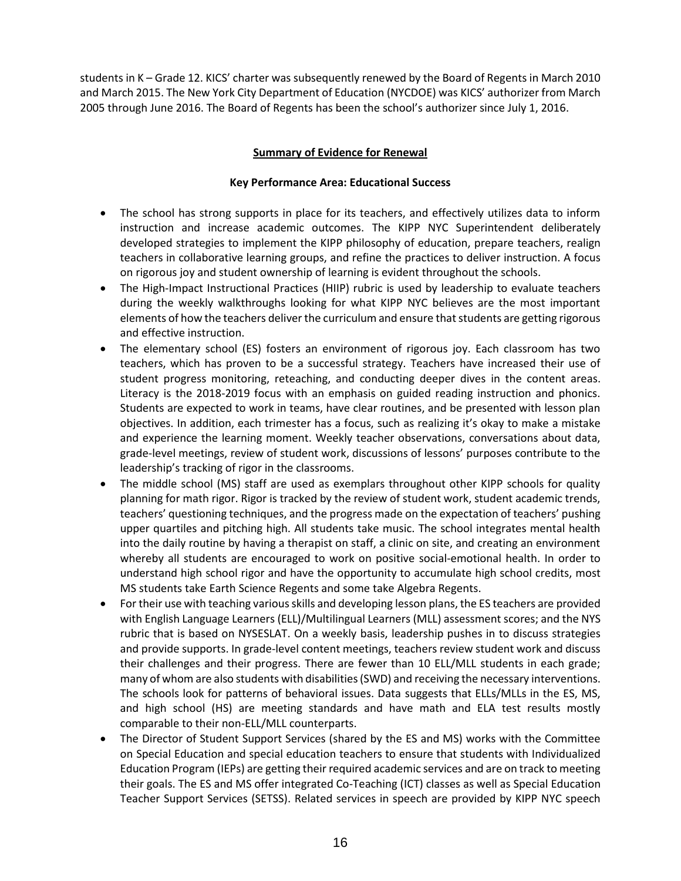students in K – Grade 12. KICS' charter was subsequently renewed by the Board of Regents in March 2010 and March 2015. The New York City Department of Education (NYCDOE) was KICS' authorizer from March 2005 through June 2016. The Board of Regents has been the school's authorizer since July 1, 2016.

## Summary of Evidence for Renewal

### Key Performance Area: Educational Success

- The school has strong supports in place for its teachers, and effectively utilizes data to inform instruction and increase academic outcomes. The KIPP NYC Superintendent deliberately developed strategies to implement the KIPP philosophy of education, prepare teachers, realign teachers in collaborative learning groups, and refine the practices to deliver instruction. A focus on rigorous joy and student ownership of learning is evident throughout the schools.
- The High-Impact Instructional Practices (HIIP) rubric is used by leadership to evaluate teachers during the weekly walkthroughs looking for what KIPP NYC believes are the most important elements of how the teachers deliver the curriculum and ensure that students are getting rigorous and effective instruction.
- The elementary school (ES) fosters an environment of rigorous joy. Each classroom has two teachers, which has proven to be a successful strategy. Teachers have increased their use of student progress monitoring, reteaching, and conducting deeper dives in the content areas. Literacy is the 2018-2019 focus with an emphasis on guided reading instruction and phonics. Students are expected to work in teams, have clear routines, and be presented with lesson plan objectives. In addition, each trimester has a focus, such as realizing it's okay to make a mistake and experience the learning moment. Weekly teacher observations, conversations about data, grade-level meetings, review of student work, discussions of lessons' purposes contribute to the leadership's tracking of rigor in the classrooms.
- The middle school (MS) staff are used as exemplars throughout other KIPP schools for quality planning for math rigor. Rigor is tracked by the review of student work, student academic trends, teachers' questioning techniques, and the progress made on the expectation of teachers' pushing upper quartiles and pitching high. All students take music. The school integrates mental health into the daily routine by having a therapist on staff, a clinic on site, and creating an environment whereby all students are encouraged to work on positive social-emotional health. In order to understand high school rigor and have the opportunity to accumulate high school credits, most MS students take Earth Science Regents and some take Algebra Regents.
- For their use with teaching various skills and developing lesson plans, the ES teachers are provided with English Language Learners (ELL)/Multilingual Learners (MLL) assessment scores; and the NYS rubric that is based on NYSESLAT. On a weekly basis, leadership pushes in to discuss strategies and provide supports. In grade-level content meetings, teachers review student work and discuss their challenges and their progress. There are fewer than 10 ELL/MLL students in each grade; many of whom are also students with disabilities (SWD) and receiving the necessary interventions. The schools look for patterns of behavioral issues. Data suggests that ELLs/MLLs in the ES, MS, and high school (HS) are meeting standards and have math and ELA test results mostly comparable to their non-ELL/MLL counterparts.
- The Director of Student Support Services (shared by the ES and MS) works with the Committee on Special Education and special education teachers to ensure that students with Individualized Education Program (IEPs) are getting their required academic services and are on track to meeting their goals. The ES and MS offer integrated Co-Teaching (ICT) classes as well as Special Education Teacher Support Services (SETSS). Related services in speech are provided by KIPP NYC speech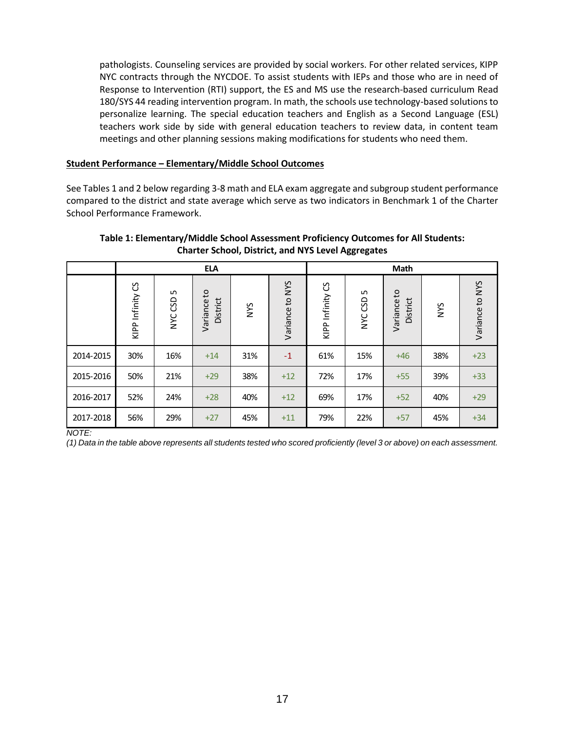pathologists. Counseling services are provided by social workers. For other related services, KIPP NYC contracts through the NYCDOE. To assist students with IEPs and those who are in need of Response to Intervention (RTI) support, the ES and MS use the research-based curriculum Read 180/SYS 44 reading intervention program. In math, the schools use technology-based solutions to personalize learning. The special education teachers and English as a Second Language (ESL) teachers work side by side with general education teachers to review data, in content team meetings and other planning sessions making modifications for students who need them.

**Student Performance – Elementary/Middle School Outcomes**

See Tables 1 and 2 below regarding 3-8 math and ELA exam aggregate and subgroup student performance compared to the district and state average which serve as two indicators in Benchmark 1 of the Charter School Performance Framework.

**Table 1: Elementary/Middle School Assessment Proficiency Outcomes for All Students: Charter School, District, and NYS Level Aggregates**

| | ELA | | | | | Math | | | | |
|---|---|---|---|---|---|---|---|---|---|---|
| | KIPP Infinity CS | NYC CSD 5 | Variance to District | NYS | Variance to NYS | KIPP Infinity CS | NYC CSD 5 | Variance to District | NYS | Variance to NYS |
| 2014-2015 | 30% | 16% | +14 | 31% | -1 | 61% | 15% | +46 | 38% | +23 |
| 2015-2016 | 50% | 21% | +29 | 38% | +12 | 72% | 17% | +55 | 39% | +33 |
| 2016-2017 | 52% | 24% | +28 | 40% | +12 | 69% | 17% | +52 | 40% | +29 |
| 2017-2018 | 56% | 29% | +27 | 45% | +11 | 79% | 22% | +57 | 45% | +34 |

*NOTE:*

*(1) Data in the table above represents all students tested who scored proficiently (level 3 or above) on each assessment.*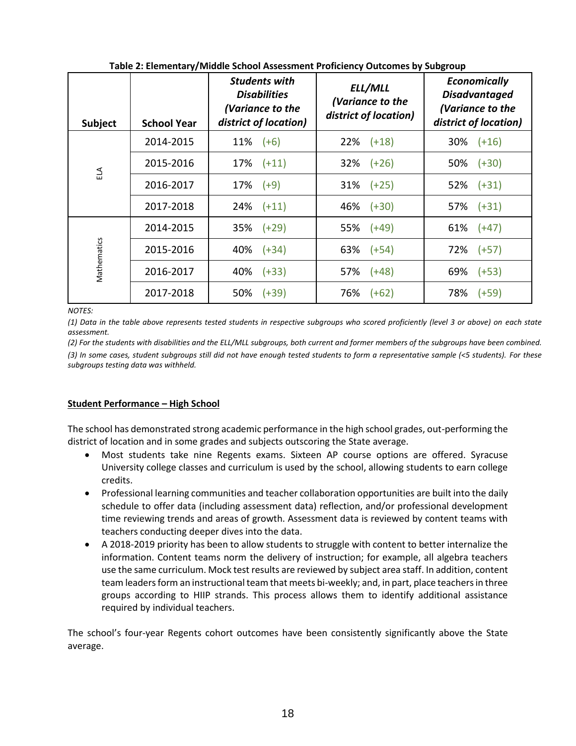**Table 2: Elementary/Middle School Assessment Proficiency Outcomes by Subgroup**

| Subject | School Year | *Students with Disabilities (Variance to the district of location)* | *ELL/MLL (Variance to the district of location)* | *Economically Disadvantaged (Variance to the district of location)* |
|---|---|---|---|---|
| ELA | 2014-2015 | 11% (+6) | 22% (+18) | 30% (+16) |
| | 2015-2016 | 17% (+11) | 32% (+26) | 50% (+30) |
| | 2016-2017 | 17% (+9) | 31% (+25) | 52% (+31) |
| | 2017-2018 | 24% (+11) | 46% (+30) | 57% (+31) |
| Mathematics | 2014-2015 | 35% (+29) | 55% (+49) | 61% (+47) |
| | 2015-2016 | 40% (+34) | 63% (+54) | 72% (+57) |
| | 2016-2017 | 40% (+33) | 57% (+48) | 69% (+53) |
| | 2017-2018 | 50% (+39) | 76% (+62) | 78% (+59) |

*NOTES:*

*(1) Data in the table above represents tested students in respective subgroups who scored proficiently (level 3 or above) on each state assessment.*

*(2) For the students with disabilities and the ELL/MLL subgroups, both current and former members of the subgroups have been combined.*

*(3) In some cases, student subgroups still did not have enough tested students to form a representative sample (<5 students). For these subgroups testing data was withheld.*

**Student Performance – High School**

The school has demonstrated strong academic performance in the high school grades, out-performing the district of location and in some grades and subjects outscoring the State average.

- Most students take nine Regents exams. Sixteen AP course options are offered. Syracuse University college classes and curriculum is used by the school, allowing students to earn college credits.
- Professional learning communities and teacher collaboration opportunities are built into the daily schedule to offer data (including assessment data) reflection, and/or professional development time reviewing trends and areas of growth. Assessment data is reviewed by content teams with teachers conducting deeper dives into the data.
- A 2018-2019 priority has been to allow students to struggle with content to better internalize the information. Content teams norm the delivery of instruction; for example, all algebra teachers use the same curriculum. Mock test results are reviewed by subject area staff. In addition, content team leaders form an instructional team that meets bi-weekly; and, in part, place teachers in three groups according to HIIP strands. This process allows them to identify additional assistance required by individual teachers.

The school's four-year Regents cohort outcomes have been consistently significantly above the State average.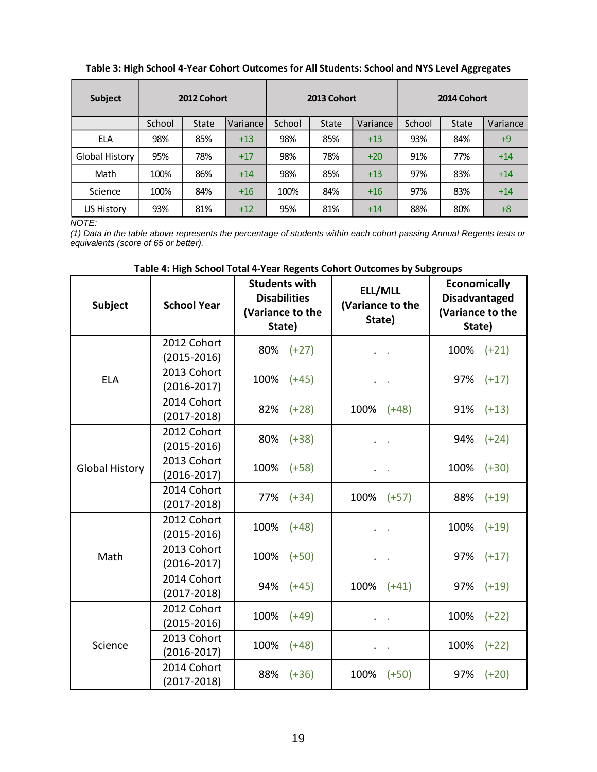**Table 3: High School 4-Year Cohort Outcomes for All Students: School and NYS Level Aggregates**

| Subject | 2012 Cohort | | | 2013 Cohort | | | 2014 Cohort | | |
|---|---|---|---|---|---|---|---|---|---|
| | School | State | Variance | School | State | Variance | School | State | Variance |
| ELA | 98% | 85% | +13 | 98% | 85% | +13 | 93% | 84% | +9 |
| Global History | 95% | 78% | +17 | 98% | 78% | +20 | 91% | 77% | +14 |
| Math | 100% | 86% | +14 | 98% | 85% | +13 | 97% | 83% | +14 |
| Science | 100% | 84% | +16 | 100% | 84% | +16 | 97% | 83% | +14 |
| US History | 93% | 81% | +12 | 95% | 81% | +14 | 88% | 80% | +8 |

*NOTE:*

*(1) Data in the table above represents the percentage of students within each cohort passing Annual Regents tests or equivalents (score of 65 or better).*

**Table 4: High School Total 4-Year Regents Cohort Outcomes by Subgroups**

| Subject | School Year | Students with Disabilities (Variance to the State) | ELL/MLL (Variance to the State) | Economically Disadvantaged (Variance to the State) |
|---|---|---|---|---|
| ELA | 2012 Cohort (2015-2016) | 80% (+27) | . . | 100% (+21) |
| | 2013 Cohort (2016-2017) | 100% (+45) | . . | 97% (+17) |
| | 2014 Cohort (2017-2018) | 82% (+28) | 100% (+48) | 91% (+13) |
| Global History | 2012 Cohort (2015-2016) | 80% (+38) | . . | 94% (+24) |
| | 2013 Cohort (2016-2017) | 100% (+58) | . . | 100% (+30) |
| | 2014 Cohort (2017-2018) | 77% (+34) | 100% (+57) | 88% (+19) |
| Math | 2012 Cohort (2015-2016) | 100% (+48) | . . | 100% (+19) |
| | 2013 Cohort (2016-2017) | 100% (+50) | . . | 97% (+17) |
| | 2014 Cohort (2017-2018) | 94% (+45) | 100% (+41) | 97% (+19) |
| Science | 2012 Cohort (2015-2016) | 100% (+49) | . . | 100% (+22) |
| | 2013 Cohort (2016-2017) | 100% (+48) | . . | 100% (+22) |
| | 2014 Cohort (2017-2018) | 88% (+36) | 100% (+50) | 97% (+20) |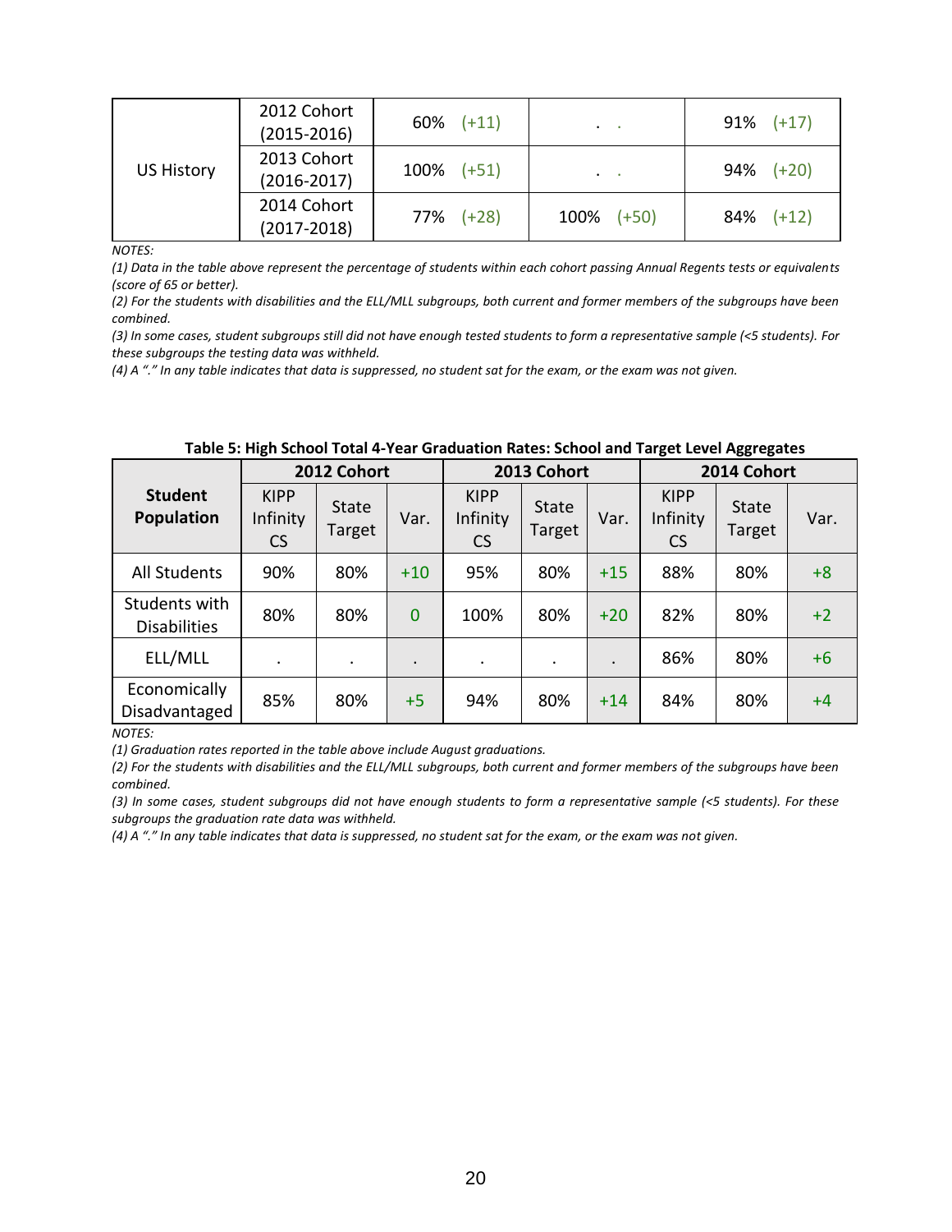| US History | 2012 Cohort (2015-2016) | 60% (+11) | . | 91% (+17) |
|---|---|---|---|---|
| | 2013 Cohort (2016-2017) | 100% (+51) | . | 94% (+20) |
| | 2014 Cohort (2017-2018) | 77% (+28) | 100% (+50) | 84% (+12) |

*NOTES:*

*(1) Data in the table above represent the percentage of students within each cohort passing Annual Regents tests or equivalents (score of 65 or better).*

*(2) For the students with disabilities and the ELL/MLL subgroups, both current and former members of the subgroups have been combined.*

*(3) In some cases, student subgroups still did not have enough tested students to form a representative sample (<5 students). For these subgroups the testing data was withheld.*

*(4) A "." In any table indicates that data is suppressed, no student sat for the exam, or the exam was not given.*

**Table 5: High School Total 4-Year Graduation Rates: School and Target Level Aggregates**

| Student Population | 2012 Cohort | | | 2013 Cohort | | | 2014 Cohort | | |
|---|---|---|---|---|---|---|---|---|---|
| | KIPP Infinity CS | State Target | Var. | KIPP Infinity CS | State Target | Var. | KIPP Infinity CS | State Target | Var. |
| All Students | 90% | 80% | +10 | 95% | 80% | +15 | 88% | 80% | +8 |
| Students with Disabilities | 80% | 80% | 0 | 100% | 80% | +20 | 82% | 80% | +2 |
| ELL/MLL | . | . | . | . | . | . | 86% | 80% | +6 |
| Economically Disadvantaged | 85% | 80% | +5 | 94% | 80% | +14 | 84% | 80% | +4 |

*NOTES:*

*(1) Graduation rates reported in the table above include August graduations.*

*(2) For the students with disabilities and the ELL/MLL subgroups, both current and former members of the subgroups have been combined.*

*(3) In some cases, student subgroups did not have enough students to form a representative sample (<5 students). For these subgroups the graduation rate data was withheld.*

*(4) A "." In any table indicates that data is suppressed, no student sat for the exam, or the exam was not given.*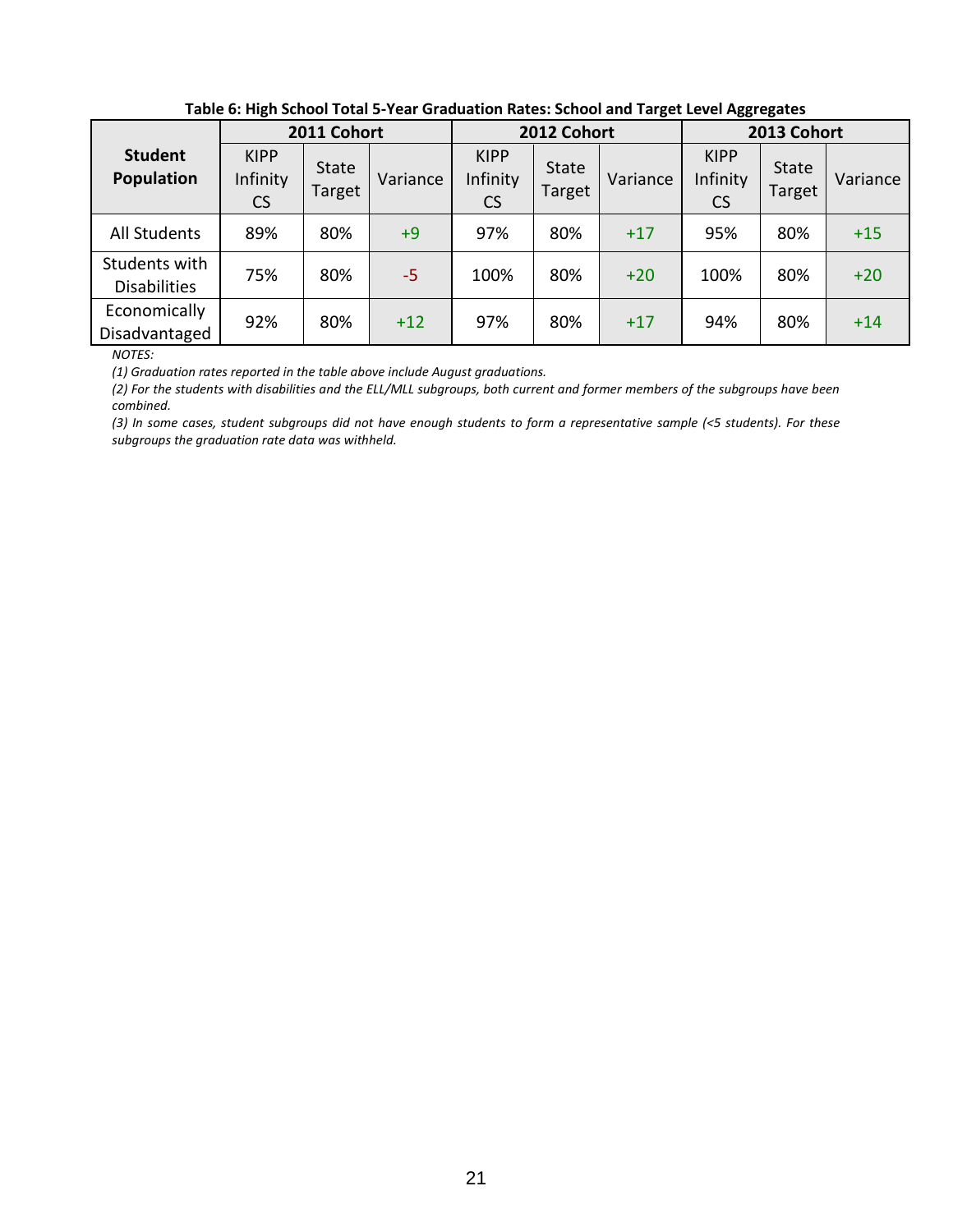**Table 6: High School Total 5-Year Graduation Rates: School and Target Level Aggregates**

| Student Population | 2011 Cohort | | | 2012 Cohort | | | 2013 Cohort | | |
|---|---|---|---|---|---|---|---|---|---|
| | KIPP Infinity CS | State Target | Variance | KIPP Infinity CS | State Target | Variance | KIPP Infinity CS | State Target | Variance |
| All Students | 89% | 80% | +9 | 97% | 80% | +17 | 95% | 80% | +15 |
| Students with Disabilities | 75% | 80% | -5 | 100% | 80% | +20 | 100% | 80% | +20 |
| Economically Disadvantaged | 92% | 80% | +12 | 97% | 80% | +17 | 94% | 80% | +14 |

*NOTES:*

*(1) Graduation rates reported in the table above include August graduations.*

*(2) For the students with disabilities and the ELL/MLL subgroups, both current and former members of the subgroups have been combined.*

*(3) In some cases, student subgroups did not have enough students to form a representative sample (<5 students). For these subgroups the graduation rate data was withheld.*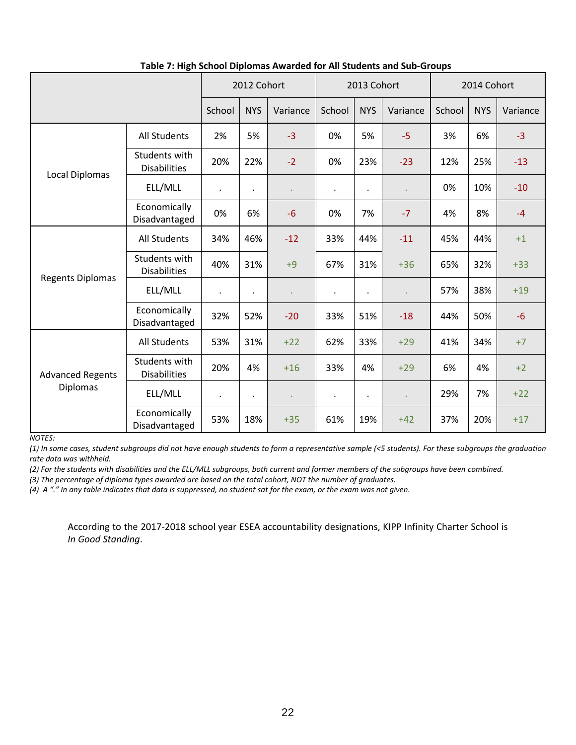**Table 7: High School Diplomas Awarded for All Students and Sub-Groups**

| | | 2012 Cohort | | | 2013 Cohort | | | 2014 Cohort | | |
|---|---|---|---|---|---|---|---|---|---|---|
| | | School | NYS | Variance | School | NYS | Variance | School | NYS | Variance |
| Local Diplomas | All Students | 2% | 5% | -3 | 0% | 5% | -5 | 3% | 6% | -3 |
| | Students with Disabilities | 20% | 22% | -2 | 0% | 23% | -23 | 12% | 25% | -13 |
| | ELL/MLL | . | . | . | . | . | . | 0% | 10% | -10 |
| | Economically Disadvantaged | 0% | 6% | -6 | 0% | 7% | -7 | 4% | 8% | -4 |
| Regents Diplomas | All Students | 34% | 46% | -12 | 33% | 44% | -11 | 45% | 44% | +1 |
| | Students with Disabilities | 40% | 31% | +9 | 67% | 31% | +36 | 65% | 32% | +33 |
| | ELL/MLL | . | . | . | . | . | . | 57% | 38% | +19 |
| | Economically Disadvantaged | 32% | 52% | -20 | 33% | 51% | -18 | 44% | 50% | -6 |
| Advanced Regents Diplomas | All Students | 53% | 31% | +22 | 62% | 33% | +29 | 41% | 34% | +7 |
| | Students with Disabilities | 20% | 4% | +16 | 33% | 4% | +29 | 6% | 4% | +2 |
| | ELL/MLL | . | . | . | . | . | . | 29% | 7% | +22 |
| | Economically Disadvantaged | 53% | 18% | +35 | 61% | 19% | +42 | 37% | 20% | +17 |

*NOTES:*

*(1) In some cases, student subgroups did not have enough students to form a representative sample (<5 students). For these subgroups the graduation rate data was withheld.*

*(2) For the students with disabilities and the ELL/MLL subgroups, both current and former members of the subgroups have been combined.*

*(3) The percentage of diploma types awarded are based on the total cohort, NOT the number of graduates.*

*(4) A "." In any table indicates that data is suppressed, no student sat for the exam, or the exam was not given.*

According to the 2017-2018 school year ESEA accountability designations, KIPP Infinity Charter School is *In Good Standing*.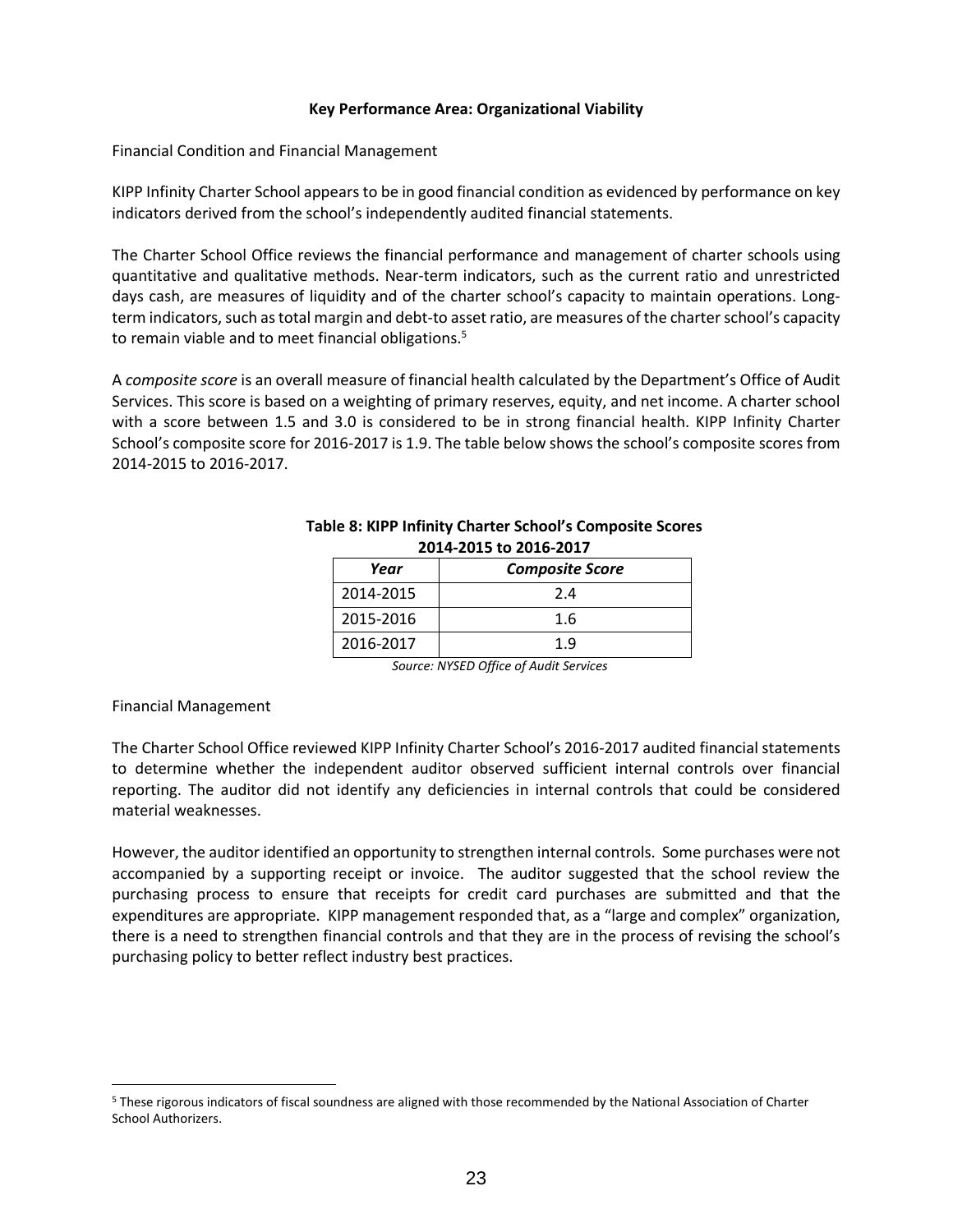**Key Performance Area: Organizational Viability**

Financial Condition and Financial Management

KIPP Infinity Charter School appears to be in good financial condition as evidenced by performance on key indicators derived from the school's independently audited financial statements.

The Charter School Office reviews the financial performance and management of charter schools using quantitative and qualitative methods. Near-term indicators, such as the current ratio and unrestricted days cash, are measures of liquidity and of the charter school's capacity to maintain operations. Long-term indicators, such as total margin and debt-to asset ratio, are measures of the charter school's capacity to remain viable and to meet financial obligations.[5]

A *composite score* is an overall measure of financial health calculated by the Department's Office of Audit Services. This score is based on a weighting of primary reserves, equity, and net income. A charter school with a score between 1.5 and 3.0 is considered to be in strong financial health. KIPP Infinity Charter School's composite score for 2016-2017 is 1.9. The table below shows the school's composite scores from 2014-2015 to 2016-2017.

**Table 8: KIPP Infinity Charter School's Composite Scores 2014-2015 to 2016-2017**

| ***Year*** | ***Composite Score*** |
|---|---|
| 2014-2015 | 2.4 |
| 2015-2016 | 1.6 |
| 2016-2017 | 1.9 |

*Source: NYSED Office of Audit Services*

Financial Management

The Charter School Office reviewed KIPP Infinity Charter School's 2016-2017 audited financial statements to determine whether the independent auditor observed sufficient internal controls over financial reporting. The auditor did not identify any deficiencies in internal controls that could be considered material weaknesses.

However, the auditor identified an opportunity to strengthen internal controls. Some purchases were not accompanied by a supporting receipt or invoice. The auditor suggested that the school review the purchasing process to ensure that receipts for credit card purchases are submitted and that the expenditures are appropriate. KIPP management responded that, as a "large and complex" organization, there is a need to strengthen financial controls and that they are in the process of revising the school's purchasing policy to better reflect industry best practices.

[5] These rigorous indicators of fiscal soundness are aligned with those recommended by the National Association of Charter School Authorizers.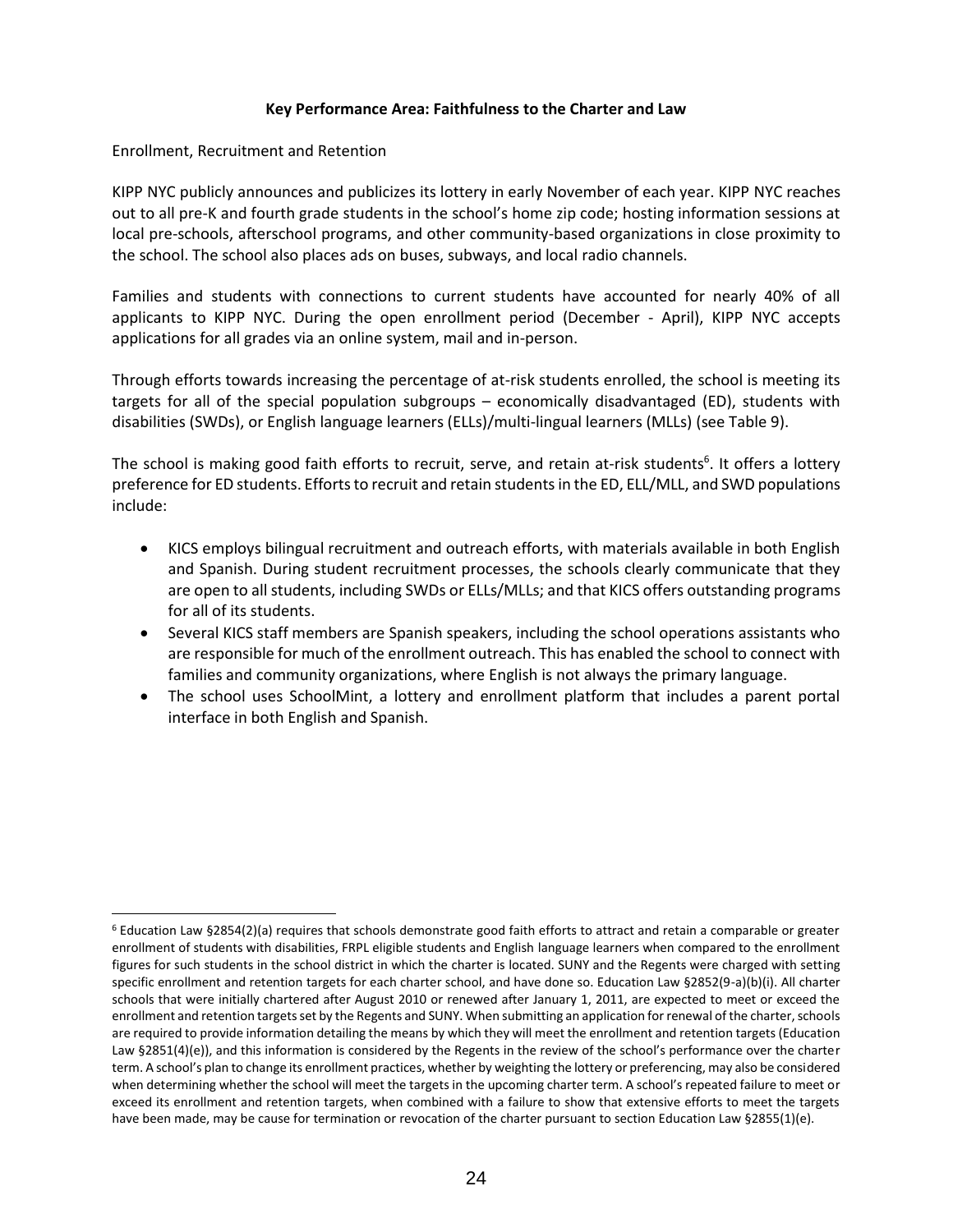**Key Performance Area: Faithfulness to the Charter and Law**

Enrollment, Recruitment and Retention

KIPP NYC publicly announces and publicizes its lottery in early November of each year. KIPP NYC reaches out to all pre-K and fourth grade students in the school's home zip code; hosting information sessions at local pre-schools, afterschool programs, and other community-based organizations in close proximity to the school. The school also places ads on buses, subways, and local radio channels.

Families and students with connections to current students have accounted for nearly 40% of all applicants to KIPP NYC. During the open enrollment period (December - April), KIPP NYC accepts applications for all grades via an online system, mail and in-person.

Through efforts towards increasing the percentage of at-risk students enrolled, the school is meeting its targets for all of the special population subgroups – economically disadvantaged (ED), students with disabilities (SWDs), or English language learners (ELLs)/multi-lingual learners (MLLs) (see Table 9).

The school is making good faith efforts to recruit, serve, and retain at-risk students[6]. It offers a lottery preference for ED students. Efforts to recruit and retain students in the ED, ELL/MLL, and SWD populations include:

- KICS employs bilingual recruitment and outreach efforts, with materials available in both English and Spanish. During student recruitment processes, the schools clearly communicate that they are open to all students, including SWDs or ELLs/MLLs; and that KICS offers outstanding programs for all of its students.
- Several KICS staff members are Spanish speakers, including the school operations assistants who are responsible for much of the enrollment outreach. This has enabled the school to connect with families and community organizations, where English is not always the primary language.
- The school uses SchoolMint, a lottery and enrollment platform that includes a parent portal interface in both English and Spanish.

---

[6] Education Law §2854(2)(a) requires that schools demonstrate good faith efforts to attract and retain a comparable or greater enrollment of students with disabilities, FRPL eligible students and English language learners when compared to the enrollment figures for such students in the school district in which the charter is located. SUNY and the Regents were charged with setting specific enrollment and retention targets for each charter school, and have done so. Education Law §2852(9-a)(b)(i). All charter schools that were initially chartered after August 2010 or renewed after January 1, 2011, are expected to meet or exceed the enrollment and retention targets set by the Regents and SUNY. When submitting an application for renewal of the charter, schools are required to provide information detailing the means by which they will meet the enrollment and retention targets (Education Law §2851(4)(e)), and this information is considered by the Regents in the review of the school's performance over the charter term. A school's plan to change its enrollment practices, whether by weighting the lottery or preferencing, may also be considered when determining whether the school will meet the targets in the upcoming charter term. A school's repeated failure to meet or exceed its enrollment and retention targets, when combined with a failure to show that extensive efforts to meet the targets have been made, may be cause for termination or revocation of the charter pursuant to section Education Law §2855(1)(e).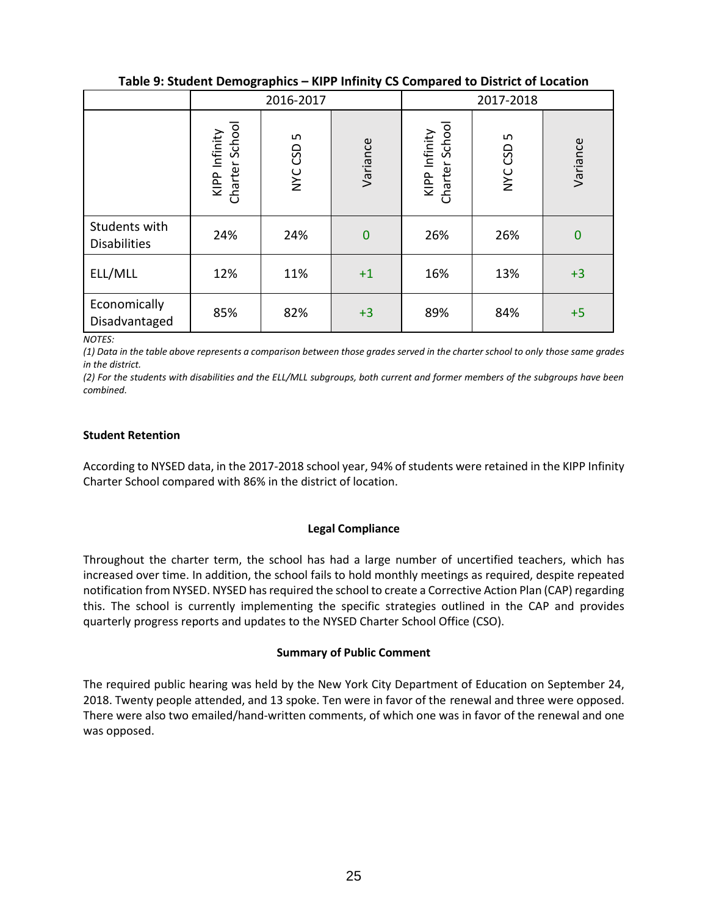**Table 9: Student Demographics – KIPP Infinity CS Compared to District of Location**

| | 2016-2017 | | | 2017-2018 | | |
|---|---|---|---|---|---|---|
| | KIPP Infinity Charter School | NYC CSD 5 | Variance | KIPP Infinity Charter School | NYC CSD 5 | Variance |
| Students with Disabilities | 24% | 24% | 0 | 26% | 26% | 0 |
| ELL/MLL | 12% | 11% | +1 | 16% | 13% | +3 |
| Economically Disadvantaged | 85% | 82% | +3 | 89% | 84% | +5 |

*NOTES:*

*(1) Data in the table above represents a comparison between those grades served in the charter school to only those same grades in the district.*

*(2) For the students with disabilities and the ELL/MLL subgroups, both current and former members of the subgroups have been combined.*

**Student Retention**

According to NYSED data, in the 2017-2018 school year, 94% of students were retained in the KIPP Infinity Charter School compared with 86% in the district of location.

**Legal Compliance**

Throughout the charter term, the school has had a large number of uncertified teachers, which has increased over time. In addition, the school fails to hold monthly meetings as required, despite repeated notification from NYSED. NYSED has required the school to create a Corrective Action Plan (CAP) regarding this. The school is currently implementing the specific strategies outlined in the CAP and provides quarterly progress reports and updates to the NYSED Charter School Office (CSO).

**Summary of Public Comment**

The required public hearing was held by the New York City Department of Education on September 24, 2018. Twenty people attended, and 13 spoke. Ten were in favor of the renewal and three were opposed. There were also two emailed/hand-written comments, of which one was in favor of the renewal and one was opposed.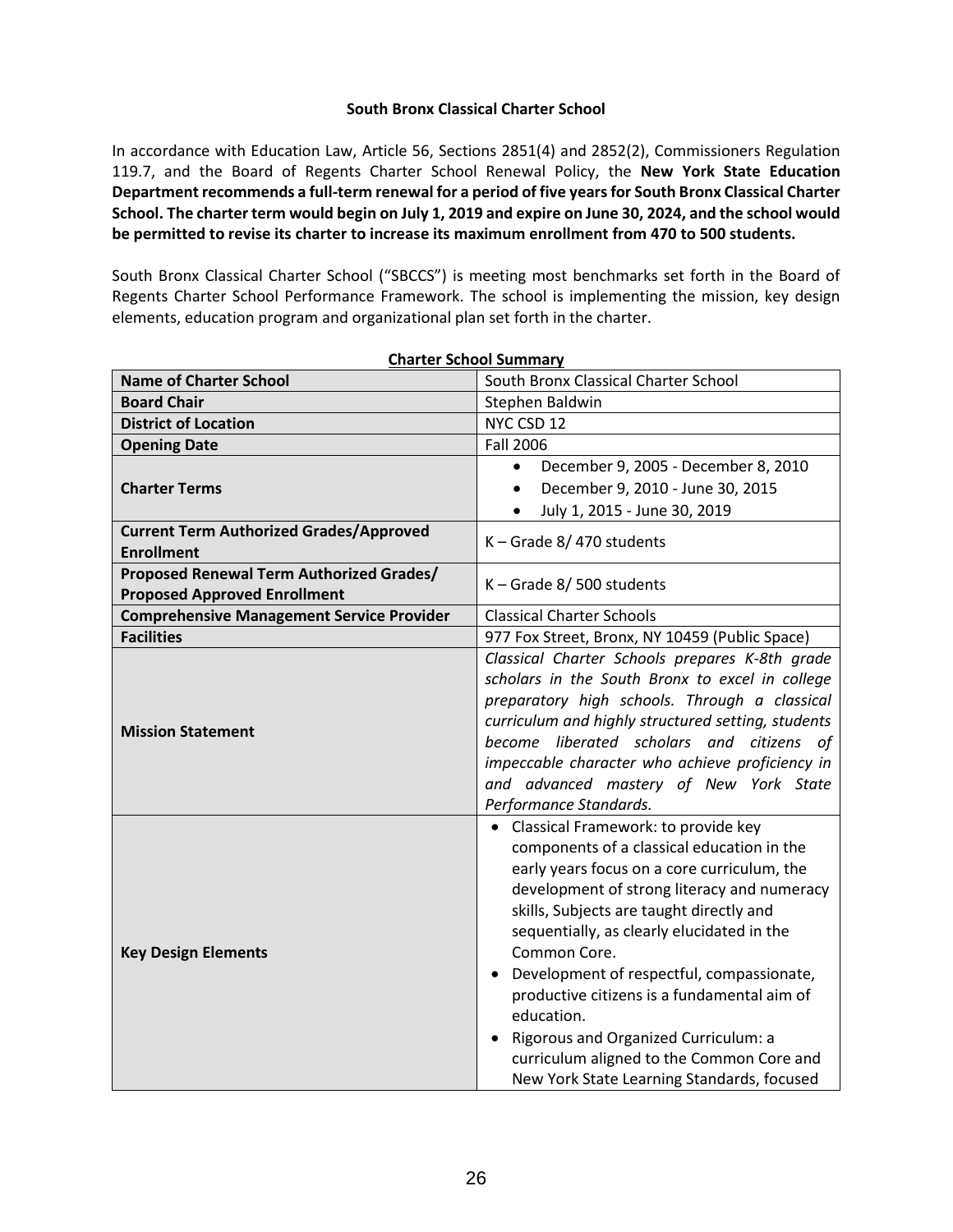### South Bronx Classical Charter School

In accordance with Education Law, Article 56, Sections 2851(4) and 2852(2), Commissioners Regulation 119.7, and the Board of Regents Charter School Renewal Policy, the **New York State Education Department recommends a full-term renewal for a period of five years for South Bronx Classical Charter School. The charter term would begin on July 1, 2019 and expire on June 30, 2024, and the school would be permitted to revise its charter to increase its maximum enrollment from 470 to 500 students.**

South Bronx Classical Charter School ("SBCCS") is meeting most benchmarks set forth in the Board of Regents Charter School Performance Framework. The school is implementing the mission, key design elements, education program and organizational plan set forth in the charter.

**Charter School Summary**

| | |
|---|---|
| **Name of Charter School** | South Bronx Classical Charter School |
| **Board Chair** | Stephen Baldwin |
| **District of Location** | NYC CSD 12 |
| **Opening Date** | Fall 2006 |
| **Charter Terms** | • December 9, 2005 - December 8, 2010<br>• December 9, 2010 - June 30, 2015<br>• July 1, 2015 - June 30, 2019 |
| **Current Term Authorized Grades/Approved Enrollment** | K – Grade 8/ 470 students |
| **Proposed Renewal Term Authorized Grades/ Proposed Approved Enrollment** | K – Grade 8/ 500 students |
| **Comprehensive Management Service Provider** | Classical Charter Schools |
| **Facilities** | 977 Fox Street, Bronx, NY 10459 (Public Space) |
| **Mission Statement** | *Classical Charter Schools prepares K-8th grade scholars in the South Bronx to excel in college preparatory high schools. Through a classical curriculum and highly structured setting, students become liberated scholars and citizens of impeccable character who achieve proficiency in and advanced mastery of New York State Performance Standards.* |
| **Key Design Elements** | • Classical Framework: to provide key components of a classical education in the early years focus on a core curriculum, the development of strong literacy and numeracy skills, Subjects are taught directly and sequentially, as clearly elucidated in the Common Core.<br>• Development of respectful, compassionate, productive citizens is a fundamental aim of education.<br>• Rigorous and Organized Curriculum: a curriculum aligned to the Common Core and New York State Learning Standards, focused |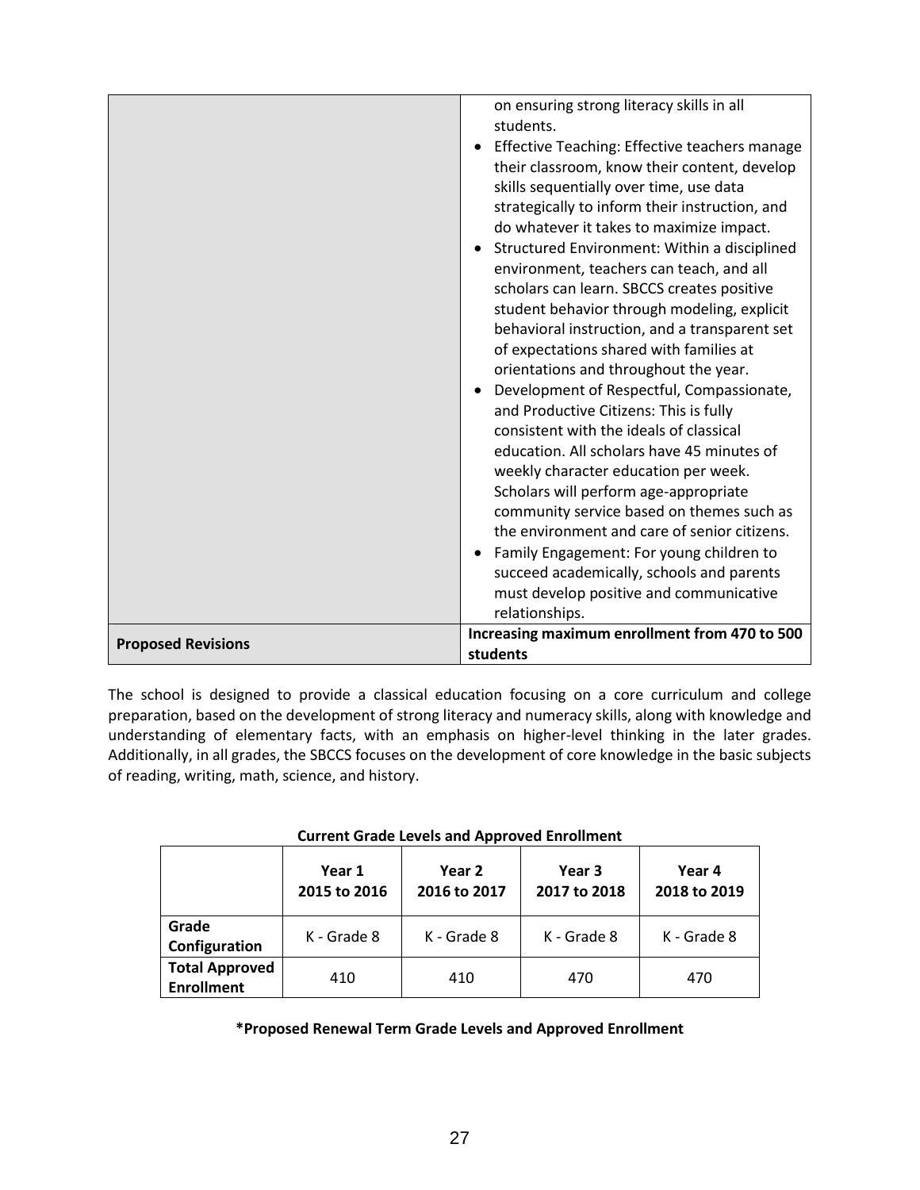| | |
|---|---|
| | on ensuring strong literacy skills in all students.<br>• Effective Teaching: Effective teachers manage their classroom, know their content, develop skills sequentially over time, use data strategically to inform their instruction, and do whatever it takes to maximize impact.<br>• Structured Environment: Within a disciplined environment, teachers can teach, and all scholars can learn. SBCCS creates positive student behavior through modeling, explicit behavioral instruction, and a transparent set of expectations shared with families at orientations and throughout the year.<br>• Development of Respectful, Compassionate, and Productive Citizens: This is fully consistent with the ideals of classical education. All scholars have 45 minutes of weekly character education per week. Scholars will perform age-appropriate community service based on themes such as the environment and care of senior citizens.<br>• Family Engagement: For young children to succeed academically, schools and parents must develop positive and communicative relationships. |
| **Proposed Revisions** | **Increasing maximum enrollment from 470 to 500 students** |

The school is designed to provide a classical education focusing on a core curriculum and college preparation, based on the development of strong literacy and numeracy skills, along with knowledge and understanding of elementary facts, with an emphasis on higher-level thinking in the later grades. Additionally, in all grades, the SBCCS focuses on the development of core knowledge in the basic subjects of reading, writing, math, science, and history.

**Current Grade Levels and Approved Enrollment**

| | Year 1 2015 to 2016 | Year 2 2016 to 2017 | Year 3 2017 to 2018 | Year 4 2018 to 2019 |
|---|---|---|---|---|
| **Grade Configuration** | K - Grade 8 | K - Grade 8 | K - Grade 8 | K - Grade 8 |
| **Total Approved Enrollment** | 410 | 410 | 470 | 470 |

**\*Proposed Renewal Term Grade Levels and Approved Enrollment**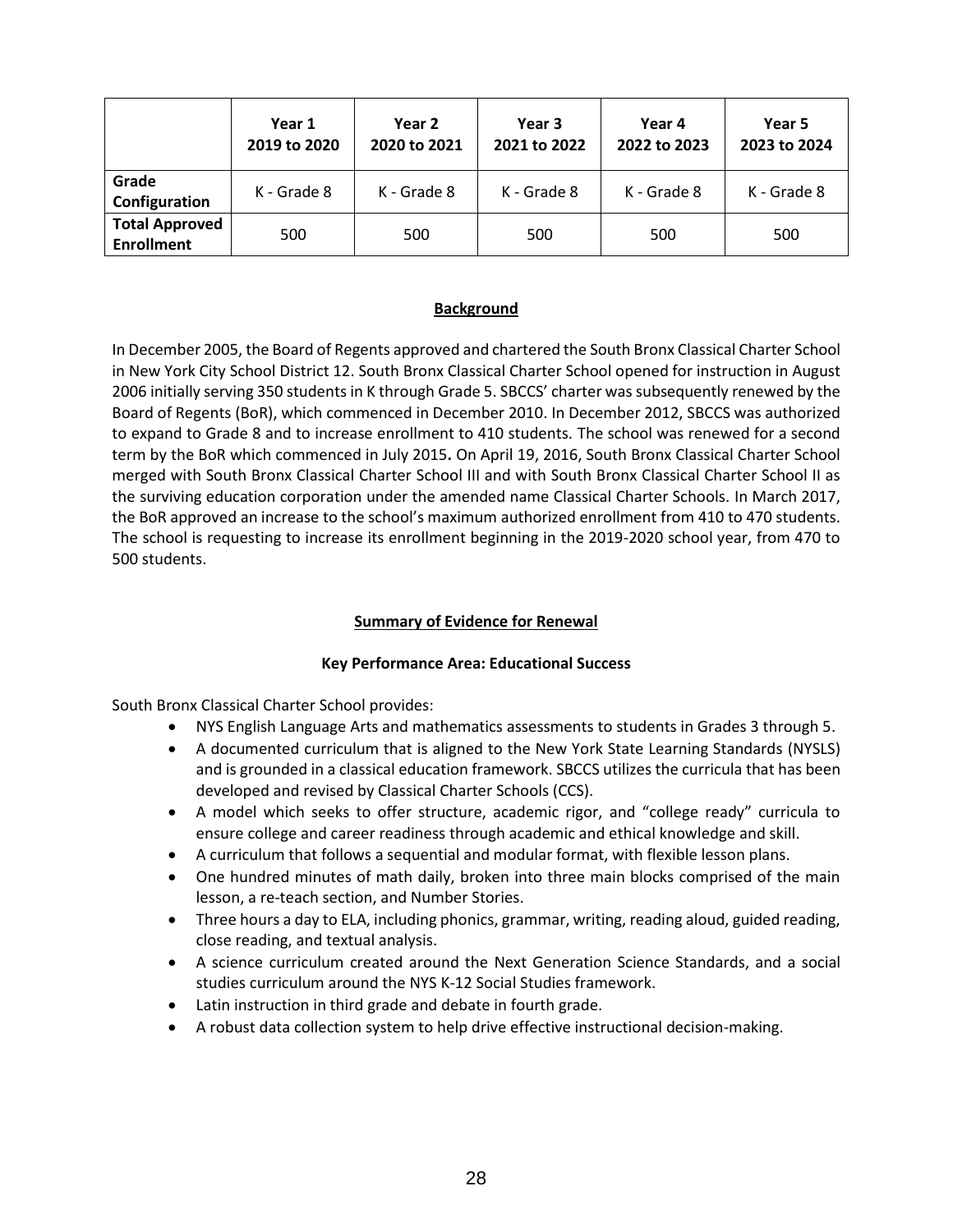| | Year 1<br>2019 to 2020 | Year 2<br>2020 to 2021 | Year 3<br>2021 to 2022 | Year 4<br>2022 to 2023 | Year 5<br>2023 to 2024 |
|---|---|---|---|---|---|
| **Grade Configuration** | K - Grade 8 | K - Grade 8 | K - Grade 8 | K - Grade 8 | K - Grade 8 |
| **Total Approved Enrollment** | 500 | 500 | 500 | 500 | 500 |

## Background

In December 2005, the Board of Regents approved and chartered the South Bronx Classical Charter School in New York City School District 12. South Bronx Classical Charter School opened for instruction in August 2006 initially serving 350 students in K through Grade 5. SBCCS' charter was subsequently renewed by the Board of Regents (BoR), which commenced in December 2010. In December 2012, SBCCS was authorized to expand to Grade 8 and to increase enrollment to 410 students. The school was renewed for a second term by the BoR which commenced in July 2015**.** On April 19, 2016, South Bronx Classical Charter School merged with South Bronx Classical Charter School III and with South Bronx Classical Charter School II as the surviving education corporation under the amended name Classical Charter Schools. In March 2017, the BoR approved an increase to the school's maximum authorized enrollment from 410 to 470 students. The school is requesting to increase its enrollment beginning in the 2019-2020 school year, from 470 to 500 students.

## Summary of Evidence for Renewal

### Key Performance Area: Educational Success

South Bronx Classical Charter School provides:

- NYS English Language Arts and mathematics assessments to students in Grades 3 through 5.
- A documented curriculum that is aligned to the New York State Learning Standards (NYSLS) and is grounded in a classical education framework. SBCCS utilizes the curricula that has been developed and revised by Classical Charter Schools (CCS).
- A model which seeks to offer structure, academic rigor, and "college ready" curricula to ensure college and career readiness through academic and ethical knowledge and skill.
- A curriculum that follows a sequential and modular format, with flexible lesson plans.
- One hundred minutes of math daily, broken into three main blocks comprised of the main lesson, a re-teach section, and Number Stories.
- Three hours a day to ELA, including phonics, grammar, writing, reading aloud, guided reading, close reading, and textual analysis.
- A science curriculum created around the Next Generation Science Standards, and a social studies curriculum around the NYS K-12 Social Studies framework.
- Latin instruction in third grade and debate in fourth grade.
- A robust data collection system to help drive effective instructional decision-making.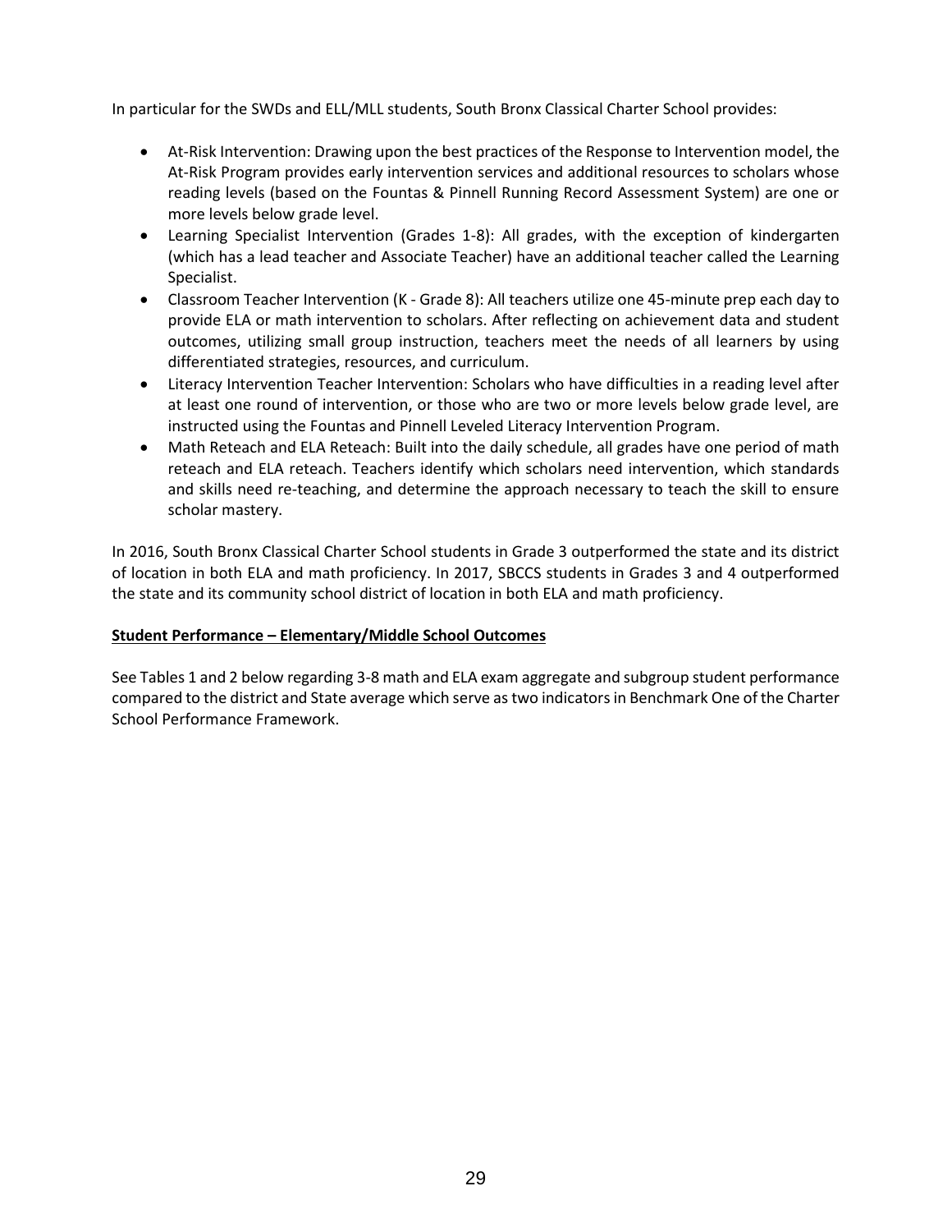In particular for the SWDs and ELL/MLL students, South Bronx Classical Charter School provides:

- At-Risk Intervention: Drawing upon the best practices of the Response to Intervention model, the At-Risk Program provides early intervention services and additional resources to scholars whose reading levels (based on the Fountas & Pinnell Running Record Assessment System) are one or more levels below grade level.
- Learning Specialist Intervention (Grades 1-8): All grades, with the exception of kindergarten (which has a lead teacher and Associate Teacher) have an additional teacher called the Learning Specialist.
- Classroom Teacher Intervention (K - Grade 8): All teachers utilize one 45-minute prep each day to provide ELA or math intervention to scholars. After reflecting on achievement data and student outcomes, utilizing small group instruction, teachers meet the needs of all learners by using differentiated strategies, resources, and curriculum.
- Literacy Intervention Teacher Intervention: Scholars who have difficulties in a reading level after at least one round of intervention, or those who are two or more levels below grade level, are instructed using the Fountas and Pinnell Leveled Literacy Intervention Program.
- Math Reteach and ELA Reteach: Built into the daily schedule, all grades have one period of math reteach and ELA reteach. Teachers identify which scholars need intervention, which standards and skills need re-teaching, and determine the approach necessary to teach the skill to ensure scholar mastery.

In 2016, South Bronx Classical Charter School students in Grade 3 outperformed the state and its district of location in both ELA and math proficiency. In 2017, SBCCS students in Grades 3 and 4 outperformed the state and its community school district of location in both ELA and math proficiency.

**Student Performance – Elementary/Middle School Outcomes**

See Tables 1 and 2 below regarding 3-8 math and ELA exam aggregate and subgroup student performance compared to the district and State average which serve as two indicators in Benchmark One of the Charter School Performance Framework.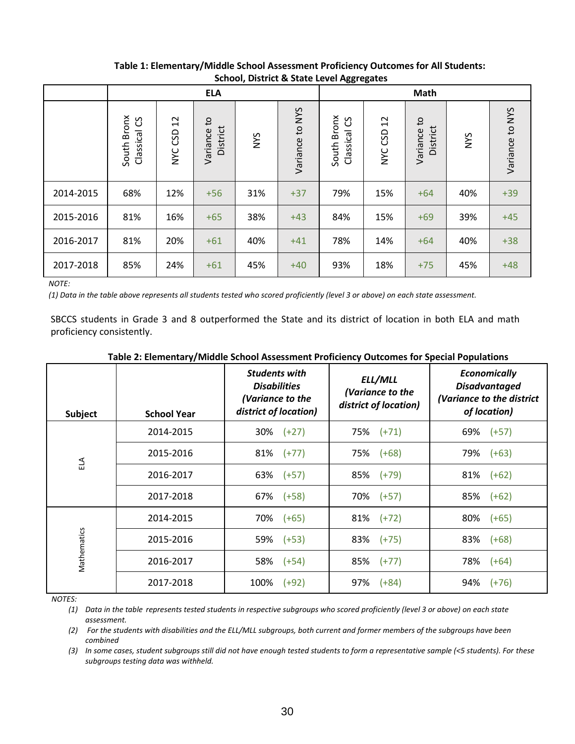**Table 1: Elementary/Middle School Assessment Proficiency Outcomes for All Students: School, District & State Level Aggregates**

| | ELA | | | | | Math | | | | |
|---|---|---|---|---|---|---|---|---|---|---|
| | South Bronx Classical CS | NYC CSD 12 | Variance to District | NYS | Variance to NYS | South Bronx Classical CS | NYC CSD 12 | Variance to District | NYS | Variance to NYS |
| 2014-2015 | 68% | 12% | +56 | 31% | +37 | 79% | 15% | +64 | 40% | +39 |
| 2015-2016 | 81% | 16% | +65 | 38% | +43 | 84% | 15% | +69 | 39% | +45 |
| 2016-2017 | 81% | 20% | +61 | 40% | +41 | 78% | 14% | +64 | 40% | +38 |
| 2017-2018 | 85% | 24% | +61 | 45% | +40 | 93% | 18% | +75 | 45% | +48 |

*NOTE:*

*(1) Data in the table above represents all students tested who scored proficiently (level 3 or above) on each state assessment.*

SBCCS students in Grade 3 and 8 outperformed the State and its district of location in both ELA and math proficiency consistently.

**Table 2: Elementary/Middle School Assessment Proficiency Outcomes for Special Populations**

| Subject | School Year | *Students with Disabilities (Variance to the district of location)* | *ELL/MLL (Variance to the district of location)* | *Economically Disadvantaged (Variance to the district of location)* |
|---|---|---|---|---|
| ELA | 2014-2015 | 30% (+27) | 75% (+71) | 69% (+57) |
| | 2015-2016 | 81% (+77) | 75% (+68) | 79% (+63) |
| | 2016-2017 | 63% (+57) | 85% (+79) | 81% (+62) |
| | 2017-2018 | 67% (+58) | 70% (+57) | 85% (+62) |
| Mathematics | 2014-2015 | 70% (+65) | 81% (+72) | 80% (+65) |
| | 2015-2016 | 59% (+53) | 83% (+75) | 83% (+68) |
| | 2016-2017 | 58% (+54) | 85% (+77) | 78% (+64) |
| | 2017-2018 | 100% (+92) | 97% (+84) | 94% (+76) |

*NOTES:*

1. *Data in the table represents tested students in respective subgroups who scored proficiently (level 3 or above) on each state assessment.*
2. *For the students with disabilities and the ELL/MLL subgroups, both current and former members of the subgroups have been combined*
3. *In some cases, student subgroups still did not have enough tested students to form a representative sample (<5 students). For these subgroups testing data was withheld.*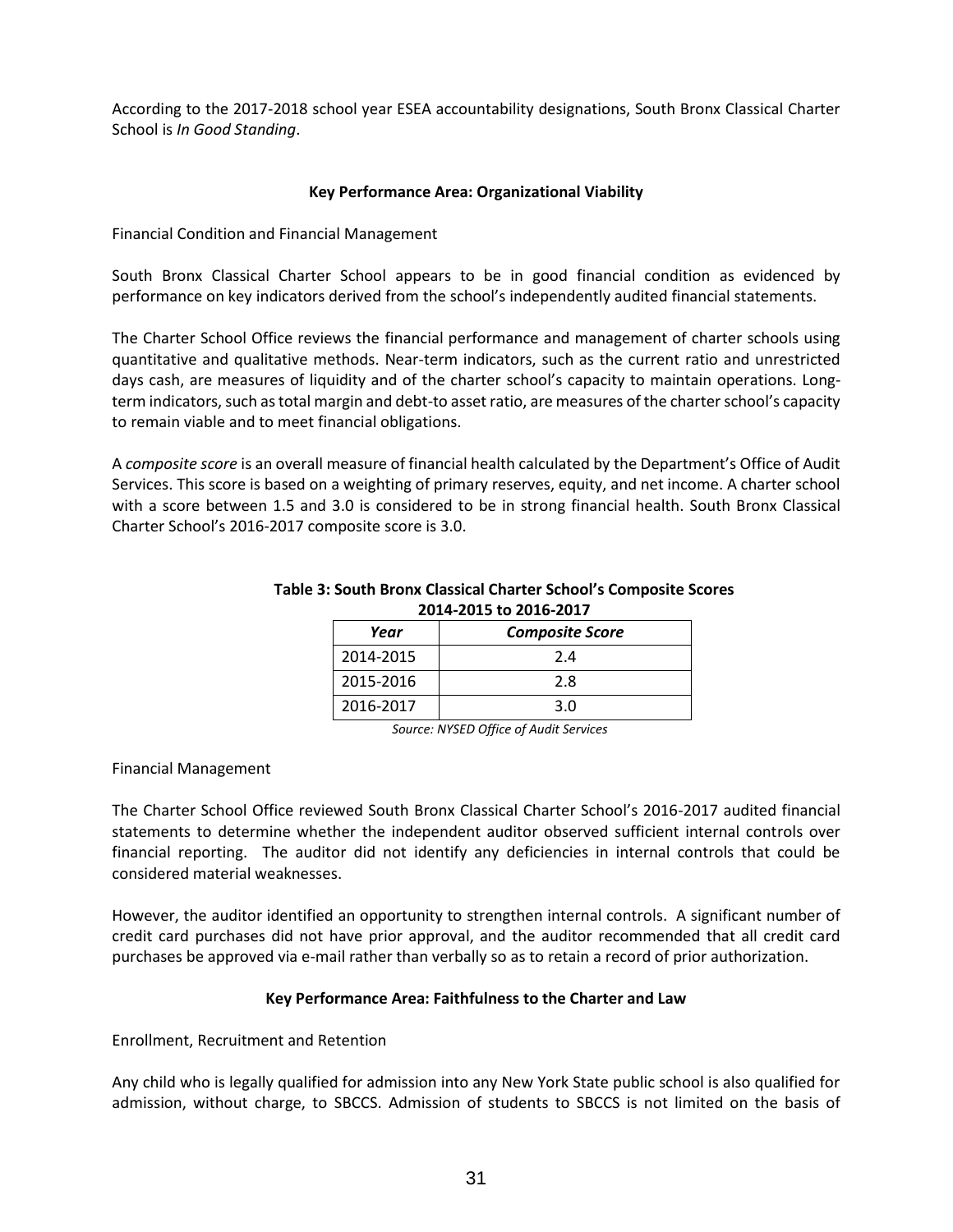According to the 2017-2018 school year ESEA accountability designations, South Bronx Classical Charter School is *In Good Standing*.

**Key Performance Area: Organizational Viability**

Financial Condition and Financial Management

South Bronx Classical Charter School appears to be in good financial condition as evidenced by performance on key indicators derived from the school's independently audited financial statements.

The Charter School Office reviews the financial performance and management of charter schools using quantitative and qualitative methods. Near-term indicators, such as the current ratio and unrestricted days cash, are measures of liquidity and of the charter school's capacity to maintain operations. Long-term indicators, such as total margin and debt-to asset ratio, are measures of the charter school's capacity to remain viable and to meet financial obligations.

A *composite score* is an overall measure of financial health calculated by the Department's Office of Audit Services. This score is based on a weighting of primary reserves, equity, and net income. A charter school with a score between 1.5 and 3.0 is considered to be in strong financial health. South Bronx Classical Charter School's 2016-2017 composite score is 3.0.

**Table 3: South Bronx Classical Charter School's Composite Scores 2014-2015 to 2016-2017**

| *Year* | *Composite Score* |
|---|---|
| 2014-2015 | 2.4 |
| 2015-2016 | 2.8 |
| 2016-2017 | 3.0 |

*Source: NYSED Office of Audit Services*

Financial Management

The Charter School Office reviewed South Bronx Classical Charter School's 2016-2017 audited financial statements to determine whether the independent auditor observed sufficient internal controls over financial reporting. The auditor did not identify any deficiencies in internal controls that could be considered material weaknesses.

However, the auditor identified an opportunity to strengthen internal controls. A significant number of credit card purchases did not have prior approval, and the auditor recommended that all credit card purchases be approved via e-mail rather than verbally so as to retain a record of prior authorization.

**Key Performance Area: Faithfulness to the Charter and Law**

Enrollment, Recruitment and Retention

Any child who is legally qualified for admission into any New York State public school is also qualified for admission, without charge, to SBCCS. Admission of students to SBCCS is not limited on the basis of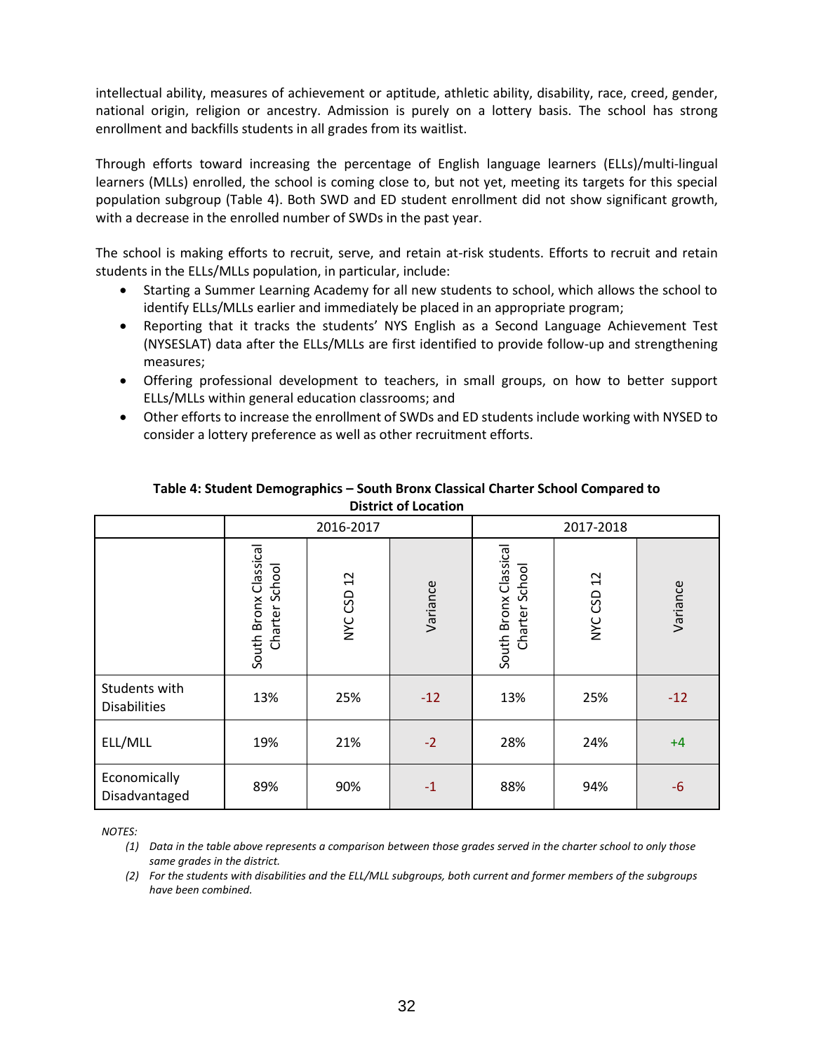intellectual ability, measures of achievement or aptitude, athletic ability, disability, race, creed, gender, national origin, religion or ancestry. Admission is purely on a lottery basis. The school has strong enrollment and backfills students in all grades from its waitlist.

Through efforts toward increasing the percentage of English language learners (ELLs)/multi-lingual learners (MLLs) enrolled, the school is coming close to, but not yet, meeting its targets for this special population subgroup (Table 4). Both SWD and ED student enrollment did not show significant growth, with a decrease in the enrolled number of SWDs in the past year.

The school is making efforts to recruit, serve, and retain at-risk students. Efforts to recruit and retain students in the ELLs/MLLs population, in particular, include:

- Starting a Summer Learning Academy for all new students to school, which allows the school to identify ELLs/MLLs earlier and immediately be placed in an appropriate program;
- Reporting that it tracks the students' NYS English as a Second Language Achievement Test (NYSESLAT) data after the ELLs/MLLs are first identified to provide follow-up and strengthening measures;
- Offering professional development to teachers, in small groups, on how to better support ELLs/MLLs within general education classrooms; and
- Other efforts to increase the enrollment of SWDs and ED students include working with NYSED to consider a lottery preference as well as other recruitment efforts.

**Table 4: Student Demographics – South Bronx Classical Charter School Compared to District of Location**

| | 2016-2017 | | | 2017-2018 | | |
|---|---|---|---|---|---|---|
| | South Bronx Classical Charter School | NYC CSD 12 | Variance | South Bronx Classical Charter School | NYC CSD 12 | Variance |
| Students with Disabilities | 13% | 25% | -12 | 13% | 25% | -12 |
| ELL/MLL | 19% | 21% | -2 | 28% | 24% | +4 |
| Economically Disadvantaged | 89% | 90% | -1 | 88% | 94% | -6 |

*NOTES:*

1. *Data in the table above represents a comparison between those grades served in the charter school to only those same grades in the district.*
2. *For the students with disabilities and the ELL/MLL subgroups, both current and former members of the subgroups have been combined.*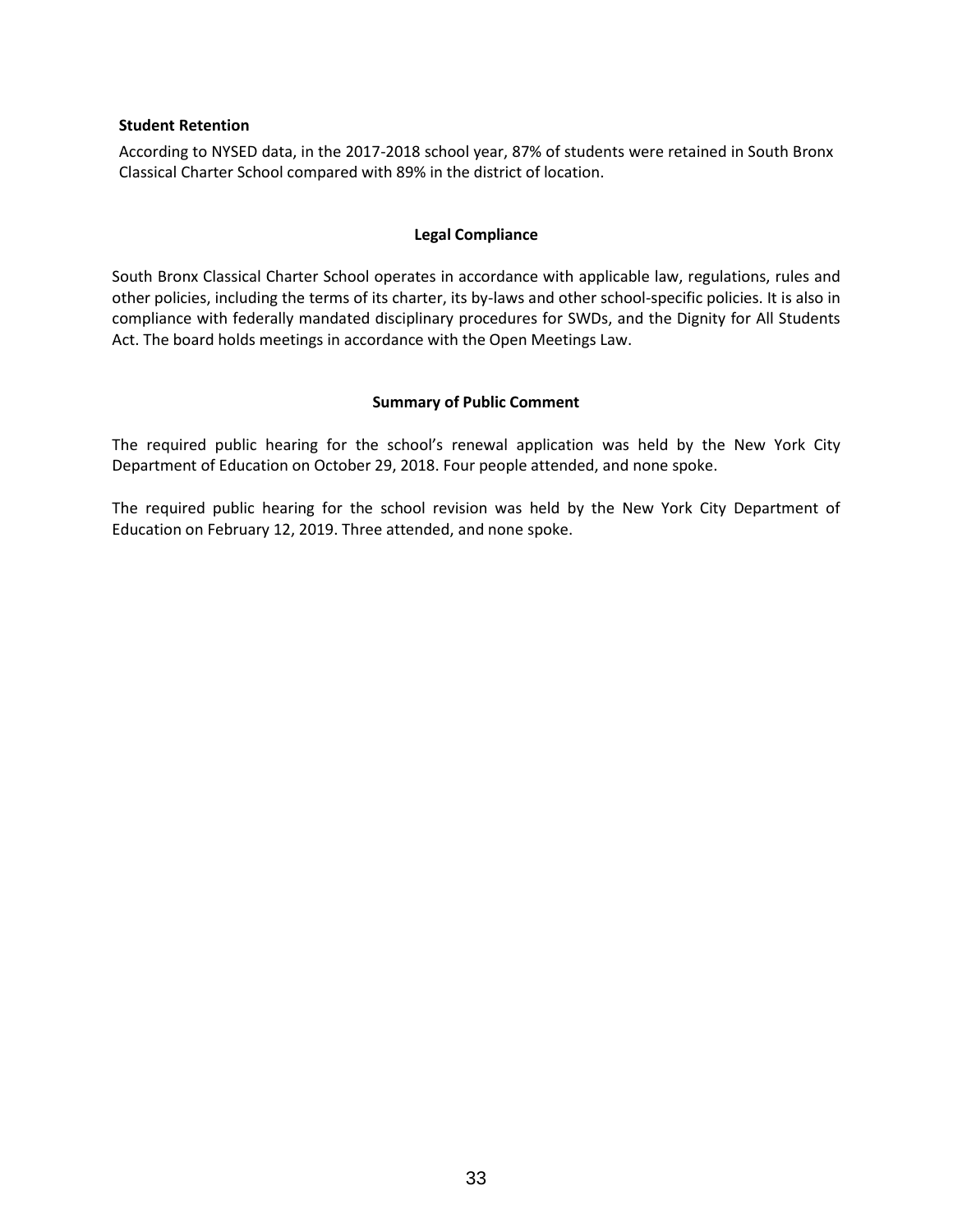**Student Retention**

According to NYSED data, in the 2017-2018 school year, 87% of students were retained in South Bronx Classical Charter School compared with 89% in the district of location.

## Legal Compliance

South Bronx Classical Charter School operates in accordance with applicable law, regulations, rules and other policies, including the terms of its charter, its by-laws and other school-specific policies. It is also in compliance with federally mandated disciplinary procedures for SWDs, and the Dignity for All Students Act. The board holds meetings in accordance with the Open Meetings Law.

## Summary of Public Comment

The required public hearing for the school's renewal application was held by the New York City Department of Education on October 29, 2018. Four people attended, and none spoke.

The required public hearing for the school revision was held by the New York City Department of Education on February 12, 2019. Three attended, and none spoke.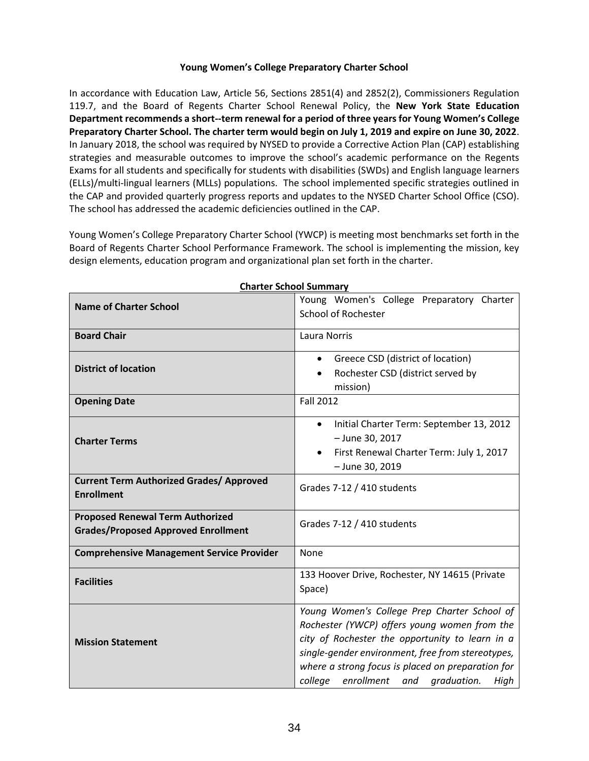**Young Women's College Preparatory Charter School**

In accordance with Education Law, Article 56, Sections 2851(4) and 2852(2), Commissioners Regulation 119.7, and the Board of Regents Charter School Renewal Policy, the **New York State Education Department recommends a short--term renewal for a period of three years for Young Women's College Preparatory Charter School. The charter term would begin on July 1, 2019 and expire on June 30, 2022**. In January 2018, the school was required by NYSED to provide a Corrective Action Plan (CAP) establishing strategies and measurable outcomes to improve the school's academic performance on the Regents Exams for all students and specifically for students with disabilities (SWDs) and English language learners (ELLs)/multi-lingual learners (MLLs) populations. The school implemented specific strategies outlined in the CAP and provided quarterly progress reports and updates to the NYSED Charter School Office (CSO). The school has addressed the academic deficiencies outlined in the CAP.

Young Women's College Preparatory Charter School (YWCP) is meeting most benchmarks set forth in the Board of Regents Charter School Performance Framework. The school is implementing the mission, key design elements, education program and organizational plan set forth in the charter.

**Charter School Summary**

| | |
|---|---|
| **Name of Charter School** | Young Women's College Preparatory Charter School of Rochester |
| **Board Chair** | Laura Norris |
| **District of location** | • Greece CSD (district of location)<br>• Rochester CSD (district served by mission) |
| **Opening Date** | Fall 2012 |
| **Charter Terms** | • Initial Charter Term: September 13, 2012 – June 30, 2017<br>• First Renewal Charter Term: July 1, 2017 – June 30, 2019 |
| **Current Term Authorized Grades/ Approved Enrollment** | Grades 7-12 / 410 students |
| **Proposed Renewal Term Authorized Grades/Proposed Approved Enrollment** | Grades 7-12 / 410 students |
| **Comprehensive Management Service Provider** | None |
| **Facilities** | 133 Hoover Drive, Rochester, NY 14615 (Private Space) |
| **Mission Statement** | *Young Women's College Prep Charter School of Rochester (YWCP) offers young women from the city of Rochester the opportunity to learn in a single-gender environment, free from stereotypes, where a strong focus is placed on preparation for college enrollment and graduation. High* |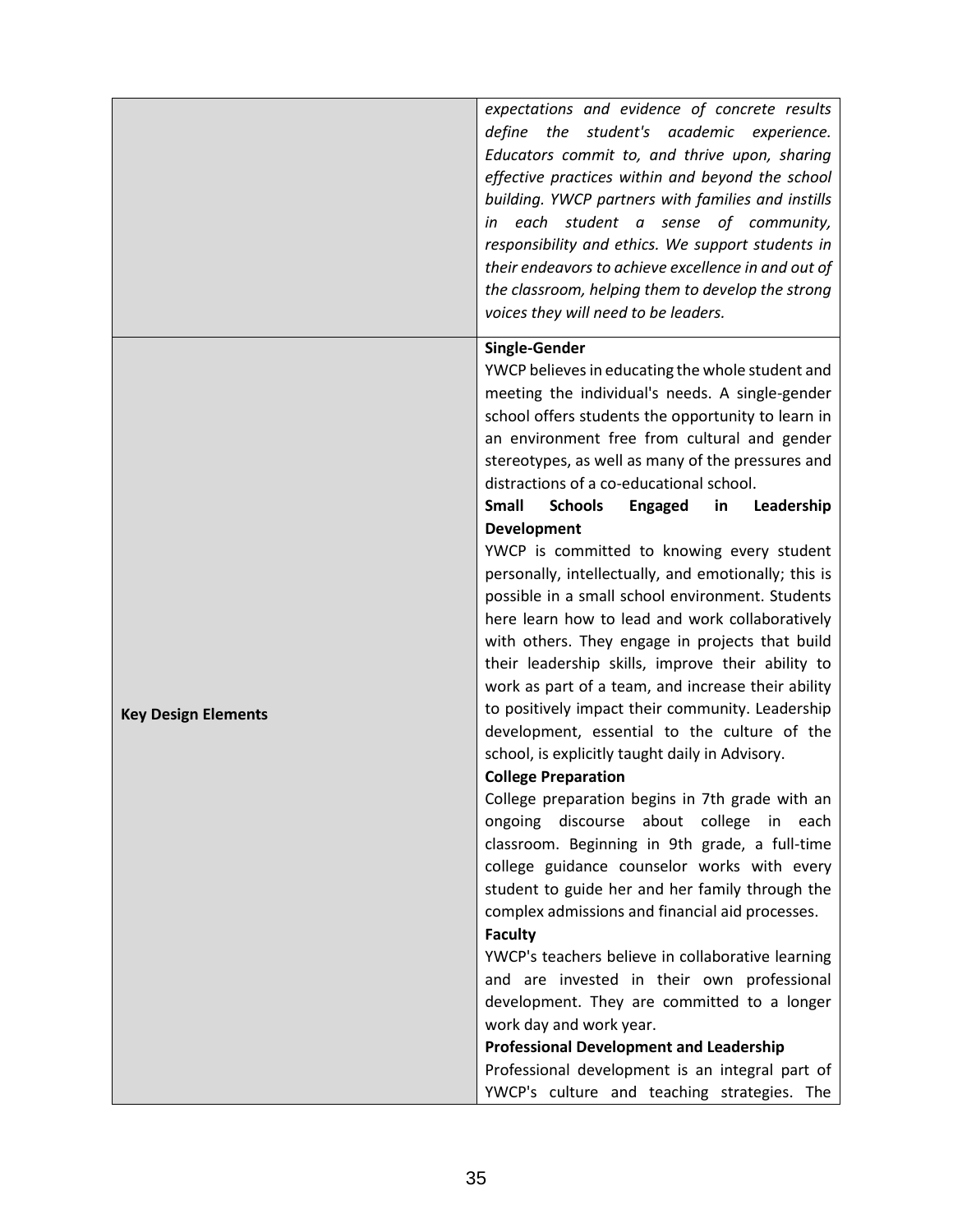| | |
|---|---|
| | *expectations and evidence of concrete results define the student's academic experience. Educators commit to, and thrive upon, sharing effective practices within and beyond the school building. YWCP partners with families and instills in each student a sense of community, responsibility and ethics. We support students in their endeavors to achieve excellence in and out of the classroom, helping them to develop the strong voices they will need to be leaders.* |
| **Key Design Elements** | **Single-Gender**<br>YWCP believes in educating the whole student and meeting the individual's needs. A single-gender school offers students the opportunity to learn in an environment free from cultural and gender stereotypes, as well as many of the pressures and distractions of a co-educational school.<br>**Small Schools Engaged in Leadership Development**<br>YWCP is committed to knowing every student personally, intellectually, and emotionally; this is possible in a small school environment. Students here learn how to lead and work collaboratively with others. They engage in projects that build their leadership skills, improve their ability to work as part of a team, and increase their ability to positively impact their community. Leadership development, essential to the culture of the school, is explicitly taught daily in Advisory.<br>**College Preparation**<br>College preparation begins in 7th grade with an ongoing discourse about college in each classroom. Beginning in 9th grade, a full-time college guidance counselor works with every student to guide her and her family through the complex admissions and financial aid processes.<br>**Faculty**<br>YWCP's teachers believe in collaborative learning and are invested in their own professional development. They are committed to a longer work day and work year.<br>**Professional Development and Leadership**<br>Professional development is an integral part of YWCP's culture and teaching strategies. The |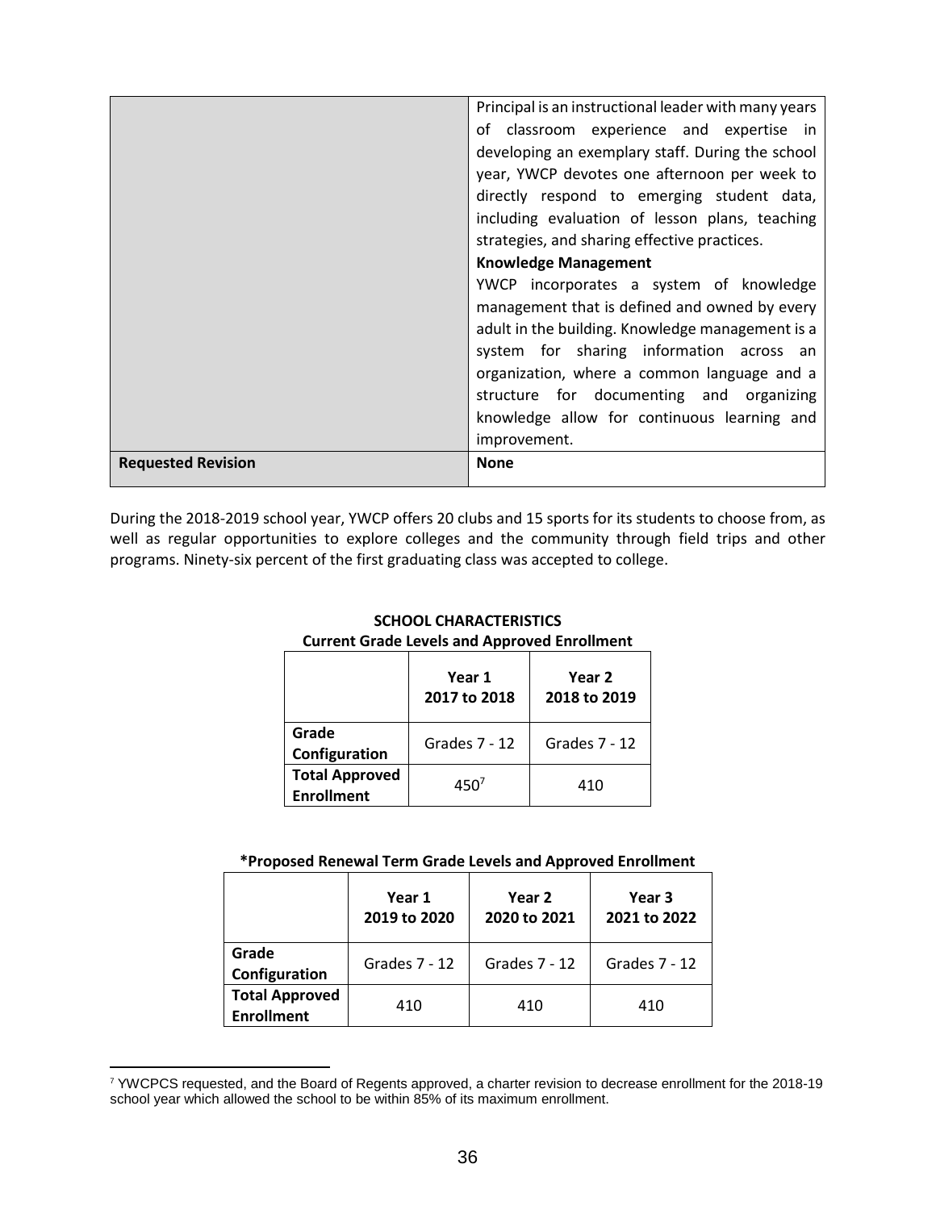| | |
|---|---|
| | Principal is an instructional leader with many years of classroom experience and expertise in developing an exemplary staff. During the school year, YWCP devotes one afternoon per week to directly respond to emerging student data, including evaluation of lesson plans, teaching strategies, and sharing effective practices. **Knowledge Management** YWCP incorporates a system of knowledge management that is defined and owned by every adult in the building. Knowledge management is a system for sharing information across an organization, where a common language and a structure for documenting and organizing knowledge allow for continuous learning and improvement. |
| **Requested Revision** | **None** |

During the 2018-2019 school year, YWCP offers 20 clubs and 15 sports for its students to choose from, as well as regular opportunities to explore colleges and the community through field trips and other programs. Ninety-six percent of the first graduating class was accepted to college.

**SCHOOL CHARACTERISTICS**
**Current Grade Levels and Approved Enrollment**

| | Year 1 2017 to 2018 | Year 2 2018 to 2019 |
|---|---|---|
| **Grade Configuration** | Grades 7 - 12 | Grades 7 - 12 |
| **Total Approved Enrollment** | 450[7] | 410 |

**\*Proposed Renewal Term Grade Levels and Approved Enrollment**

| | Year 1 2019 to 2020 | Year 2 2020 to 2021 | Year 3 2021 to 2022 |
|---|---|---|---|
| **Grade Configuration** | Grades 7 - 12 | Grades 7 - 12 | Grades 7 - 12 |
| **Total Approved Enrollment** | 410 | 410 | 410 |

[7] YWCPCS requested, and the Board of Regents approved, a charter revision to decrease enrollment for the 2018-19 school year which allowed the school to be within 85% of its maximum enrollment.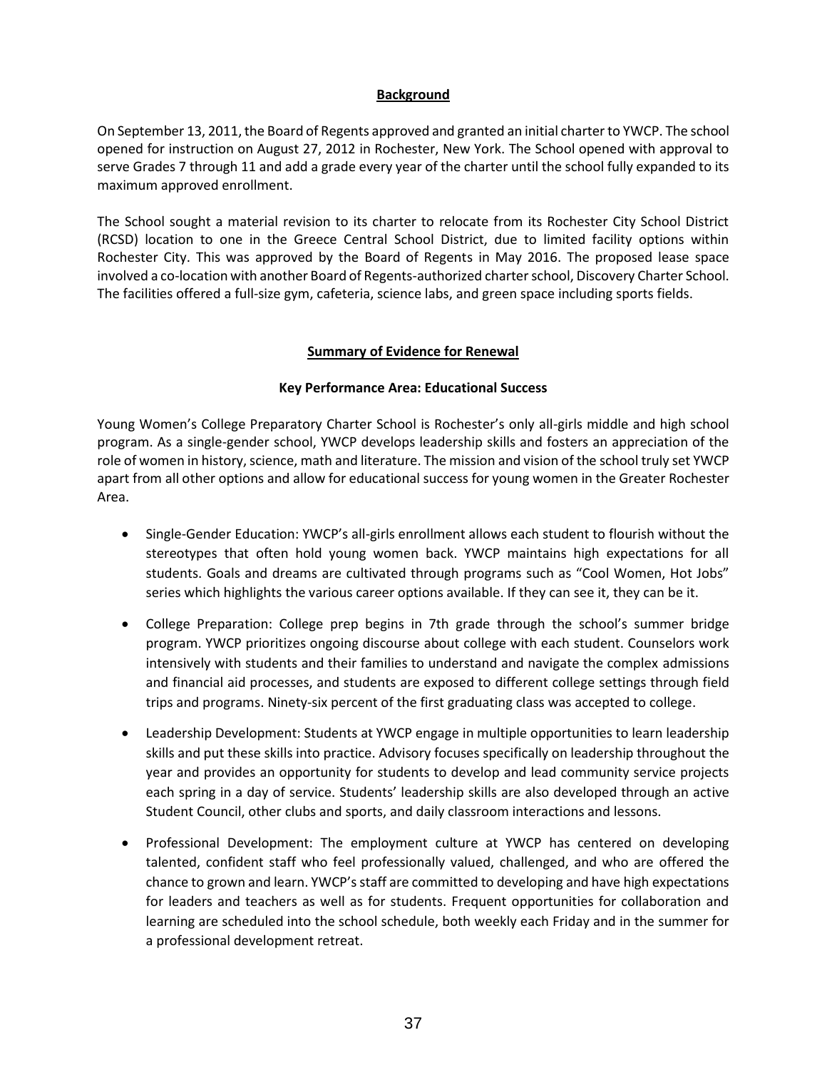## Background

On September 13, 2011, the Board of Regents approved and granted an initial charter to YWCP. The school opened for instruction on August 27, 2012 in Rochester, New York. The School opened with approval to serve Grades 7 through 11 and add a grade every year of the charter until the school fully expanded to its maximum approved enrollment.

The School sought a material revision to its charter to relocate from its Rochester City School District (RCSD) location to one in the Greece Central School District, due to limited facility options within Rochester City. This was approved by the Board of Regents in May 2016. The proposed lease space involved a co-location with another Board of Regents-authorized charter school, Discovery Charter School. The facilities offered a full-size gym, cafeteria, science labs, and green space including sports fields.

## Summary of Evidence for Renewal

### Key Performance Area: Educational Success

Young Women's College Preparatory Charter School is Rochester's only all-girls middle and high school program. As a single-gender school, YWCP develops leadership skills and fosters an appreciation of the role of women in history, science, math and literature. The mission and vision of the school truly set YWCP apart from all other options and allow for educational success for young women in the Greater Rochester Area.

- Single-Gender Education: YWCP's all-girls enrollment allows each student to flourish without the stereotypes that often hold young women back. YWCP maintains high expectations for all students. Goals and dreams are cultivated through programs such as "Cool Women, Hot Jobs" series which highlights the various career options available. If they can see it, they can be it.
- College Preparation: College prep begins in 7th grade through the school's summer bridge program. YWCP prioritizes ongoing discourse about college with each student. Counselors work intensively with students and their families to understand and navigate the complex admissions and financial aid processes, and students are exposed to different college settings through field trips and programs. Ninety-six percent of the first graduating class was accepted to college.
- Leadership Development: Students at YWCP engage in multiple opportunities to learn leadership skills and put these skills into practice. Advisory focuses specifically on leadership throughout the year and provides an opportunity for students to develop and lead community service projects each spring in a day of service. Students' leadership skills are also developed through an active Student Council, other clubs and sports, and daily classroom interactions and lessons.
- Professional Development: The employment culture at YWCP has centered on developing talented, confident staff who feel professionally valued, challenged, and who are offered the chance to grown and learn. YWCP's staff are committed to developing and have high expectations for leaders and teachers as well as for students. Frequent opportunities for collaboration and learning are scheduled into the school schedule, both weekly each Friday and in the summer for a professional development retreat.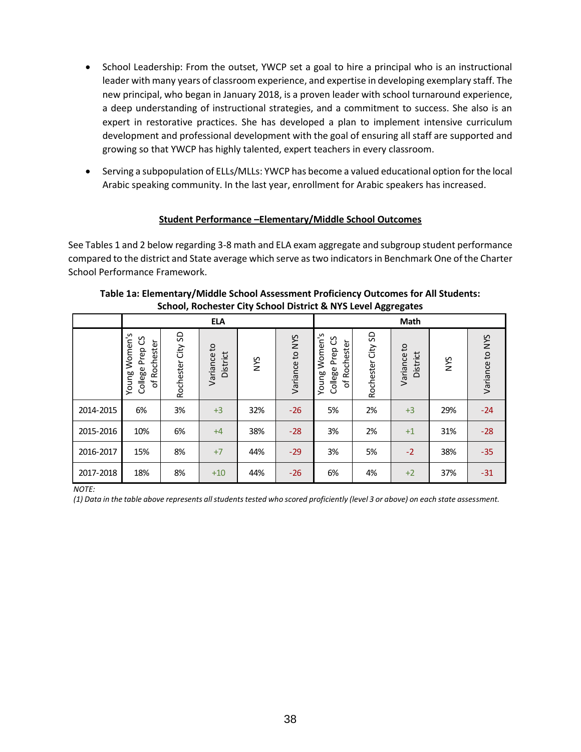- School Leadership: From the outset, YWCP set a goal to hire a principal who is an instructional leader with many years of classroom experience, and expertise in developing exemplary staff. The new principal, who began in January 2018, is a proven leader with school turnaround experience, a deep understanding of instructional strategies, and a commitment to success. She also is an expert in restorative practices. She has developed a plan to implement intensive curriculum development and professional development with the goal of ensuring all staff are supported and growing so that YWCP has highly talented, expert teachers in every classroom.

- Serving a subpopulation of ELLs/MLLs: YWCP has become a valued educational option for the local Arabic speaking community. In the last year, enrollment for Arabic speakers has increased.

## Student Performance –Elementary/Middle School Outcomes

See Tables 1 and 2 below regarding 3-8 math and ELA exam aggregate and subgroup student performance compared to the district and State average which serve as two indicators in Benchmark One of the Charter School Performance Framework.

**Table 1a: Elementary/Middle School Assessment Proficiency Outcomes for All Students: School, Rochester City School District & NYS Level Aggregates**

| | ELA | | | | | Math | | | | |
|---|---|---|---|---|---|---|---|---|---|---|
| | Young Women's College Prep CS of Rochester | Rochester City SD | Variance to District | NYS | Variance to NYS | Young Women's College Prep CS of Rochester | Rochester City SD | Variance to District | NYS | Variance to NYS |
| 2014-2015 | 6% | 3% | +3 | 32% | -26 | 5% | 2% | +3 | 29% | -24 |
| 2015-2016 | 10% | 6% | +4 | 38% | -28 | 3% | 2% | +1 | 31% | -28 |
| 2016-2017 | 15% | 8% | +7 | 44% | -29 | 3% | 5% | -2 | 38% | -35 |
| 2017-2018 | 18% | 8% | +10 | 44% | -26 | 6% | 4% | +2 | 37% | -31 |

*NOTE:*

*(1) Data in the table above represents all students tested who scored proficiently (level 3 or above) on each state assessment.*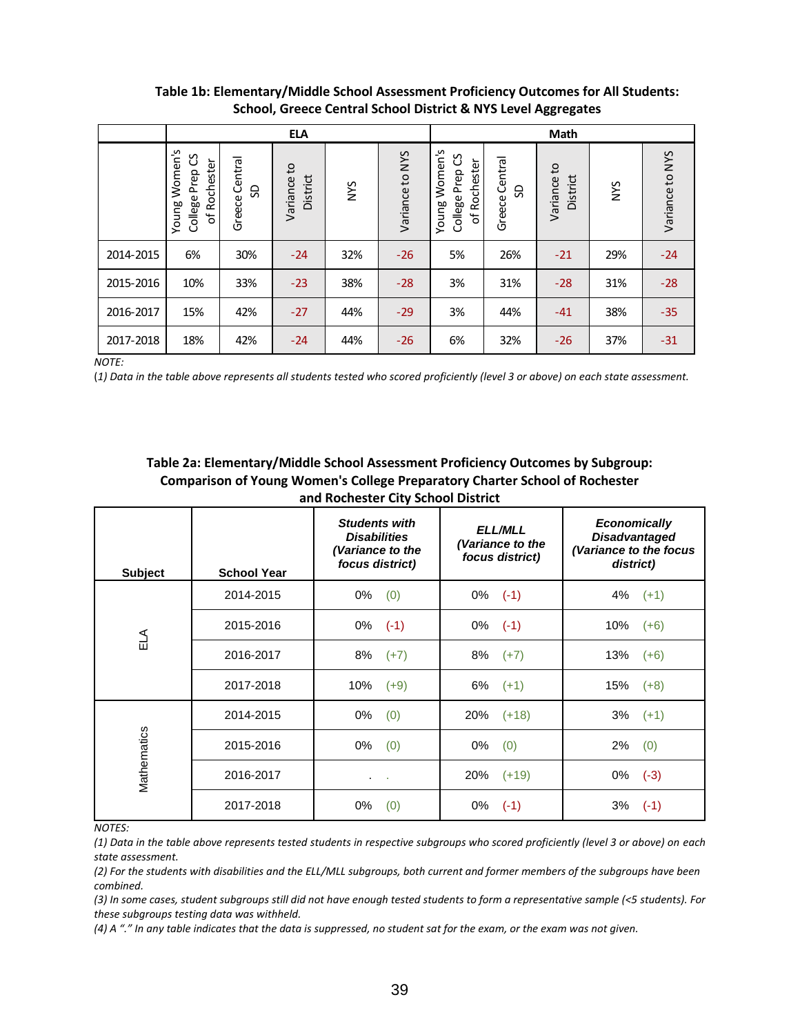**Table 1b: Elementary/Middle School Assessment Proficiency Outcomes for All Students: School, Greece Central School District & NYS Level Aggregates**

| | ELA | | | | | Math | | | | |
|---|---|---|---|---|---|---|---|---|---|---|
| | Young Women's College Prep CS of Rochester | Greece Central SD | Variance to District | NYS | Variance to NYS | Young Women's College Prep CS of Rochester | Greece Central SD | Variance to District | NYS | Variance to NYS |
| 2014-2015 | 6% | 30% | -24 | 32% | -26 | 5% | 26% | -21 | 29% | -24 |
| 2015-2016 | 10% | 33% | -23 | 38% | -28 | 3% | 31% | -28 | 31% | -28 |
| 2016-2017 | 15% | 42% | -27 | 44% | -29 | 3% | 44% | -41 | 38% | -35 |
| 2017-2018 | 18% | 42% | -24 | 44% | -26 | 6% | 32% | -26 | 37% | -31 |

*NOTE:*

*(1) Data in the table above represents all students tested who scored proficiently (level 3 or above) on each state assessment.*

**Table 2a: Elementary/Middle School Assessment Proficiency Outcomes by Subgroup: Comparison of Young Women's College Preparatory Charter School of Rochester and Rochester City School District**

| Subject | School Year | *Students with Disabilities (Variance to the focus district)* | *ELL/MLL (Variance to the focus district)* | *Economically Disadvantaged (Variance to the focus district)* |
|---|---|---|---|---|
| ELA | 2014-2015 | 0% (0) | 0% (-1) | 4% (+1) |
| | 2015-2016 | 0% (-1) | 0% (-1) | 10% (+6) |
| | 2016-2017 | 8% (+7) | 8% (+7) | 13% (+6) |
| | 2017-2018 | 10% (+9) | 6% (+1) | 15% (+8) |
| Mathematics | 2014-2015 | 0% (0) | 20% (+18) | 3% (+1) |
| | 2015-2016 | 0% (0) | 0% (0) | 2% (0) |
| | 2016-2017 | . . | 20% (+19) | 0% (-3) |
| | 2017-2018 | 0% (0) | 0% (-1) | 3% (-1) |

*NOTES:*

*(1) Data in the table above represents tested students in respective subgroups who scored proficiently (level 3 or above) on each state assessment.*

*(2) For the students with disabilities and the ELL/MLL subgroups, both current and former members of the subgroups have been combined.*

*(3) In some cases, student subgroups still did not have enough tested students to form a representative sample (<5 students). For these subgroups testing data was withheld.*

*(4) A "." In any table indicates that the data is suppressed, no student sat for the exam, or the exam was not given.*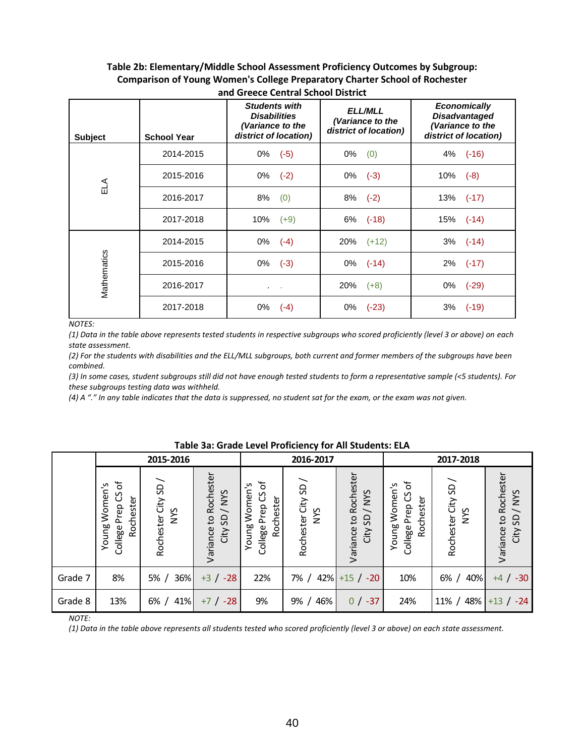**Table 2b: Elementary/Middle School Assessment Proficiency Outcomes by Subgroup: Comparison of Young Women's College Preparatory Charter School of Rochester and Greece Central School District**

| Subject | School Year | *Students with Disabilities (Variance to the district of location)* | *ELL/MLL (Variance to the district of location)* | *Economically Disadvantaged (Variance to the district of location)* |
|---|---|---|---|---|
| ELA | 2014-2015 | 0% (-5) | 0% (0) | 4% (-16) |
| | 2015-2016 | 0% (-2) | 0% (-3) | 10% (-8) |
| | 2016-2017 | 8% (0) | 8% (-2) | 13% (-17) |
| | 2017-2018 | 10% (+9) | 6% (-18) | 15% (-14) |
| Mathematics | 2014-2015 | 0% (-4) | 20% (+12) | 3% (-14) |
| | 2015-2016 | 0% (-3) | 0% (-14) | 2% (-17) |
| | 2016-2017 | . . | 20% (+8) | 0% (-29) |
| | 2017-2018 | 0% (-4) | 0% (-23) | 3% (-19) |

*NOTES:*

*(1) Data in the table above represents tested students in respective subgroups who scored proficiently (level 3 or above) on each state assessment.*

*(2) For the students with disabilities and the ELL/MLL subgroups, both current and former members of the subgroups have been combined.*

*(3) In some cases, student subgroups still did not have enough tested students to form a representative sample (<5 students). For these subgroups testing data was withheld.*

*(4) A "." In any table indicates that the data is suppressed, no student sat for the exam, or the exam was not given.*

**Table 3a: Grade Level Proficiency for All Students: ELA**

| | 2015-2016 | | | 2016-2017 | | | 2017-2018 | | |
|---|---|---|---|---|---|---|---|---|---|
| | Young Women's College Prep CS of Rochester | Rochester City SD / NYS | Variance to Rochester City SD / NYS | Young Women's College Prep CS of Rochester | Rochester City SD / NYS | Variance to Rochester City SD / NYS | Young Women's College Prep CS of Rochester | Rochester City SD / NYS | Variance to Rochester City SD / NYS |
| Grade 7 | 8% | 5% / 36% | +3 / -28 | 22% | 7% / 42% | +15 / -20 | 10% | 6% / 40% | +4 / -30 |
| Grade 8 | 13% | 6% / 41% | +7 / -28 | 9% | 9% / 46% | 0 / -37 | 24% | 11% / 48% | +13 / -24 |

*NOTE:*

*(1) Data in the table above represents all students tested who scored proficiently (level 3 or above) on each state assessment.*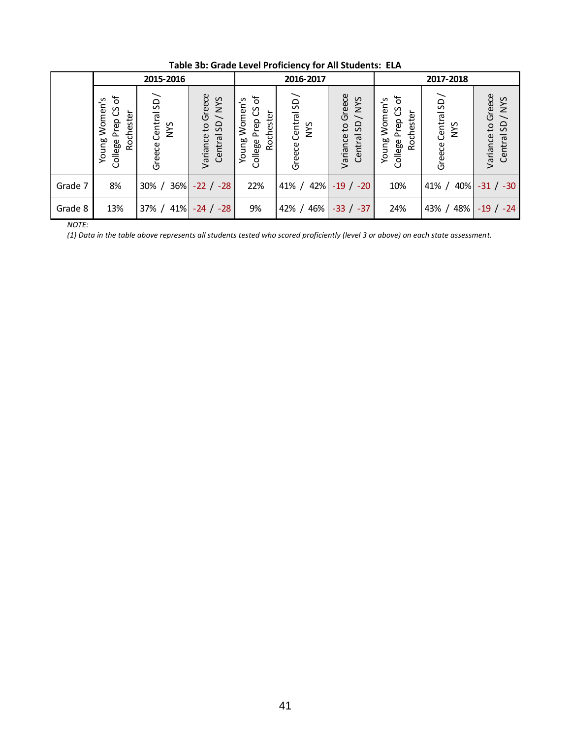**Table 3b: Grade Level Proficiency for All Students: ELA**

| | 2015-2016 | | | 2016-2017 | | | 2017-2018 | | |
|---|---|---|---|---|---|---|---|---|---|
| | Young Women's College Prep CS of Rochester | Greece Central SD / NYS | Variance to Greece Central SD / NYS | Young Women's College Prep CS of Rochester | Greece Central SD / NYS | Variance to Greece Central SD / NYS | Young Women's College Prep CS of Rochester | Greece Central SD / NYS | Variance to Greece Central SD / NYS |
| Grade 7 | 8% | 30% / 36% | -22 / -28 | 22% | 41% / 42% | -19 / -20 | 10% | 41% / 40% | -31 / -30 |
| Grade 8 | 13% | 37% / 41% | -24 / -28 | 9% | 42% / 46% | -33 / -37 | 24% | 43% / 48% | -19 / -24 |

*NOTE:*

*(1) Data in the table above represents all students tested who scored proficiently (level 3 or above) on each state assessment.*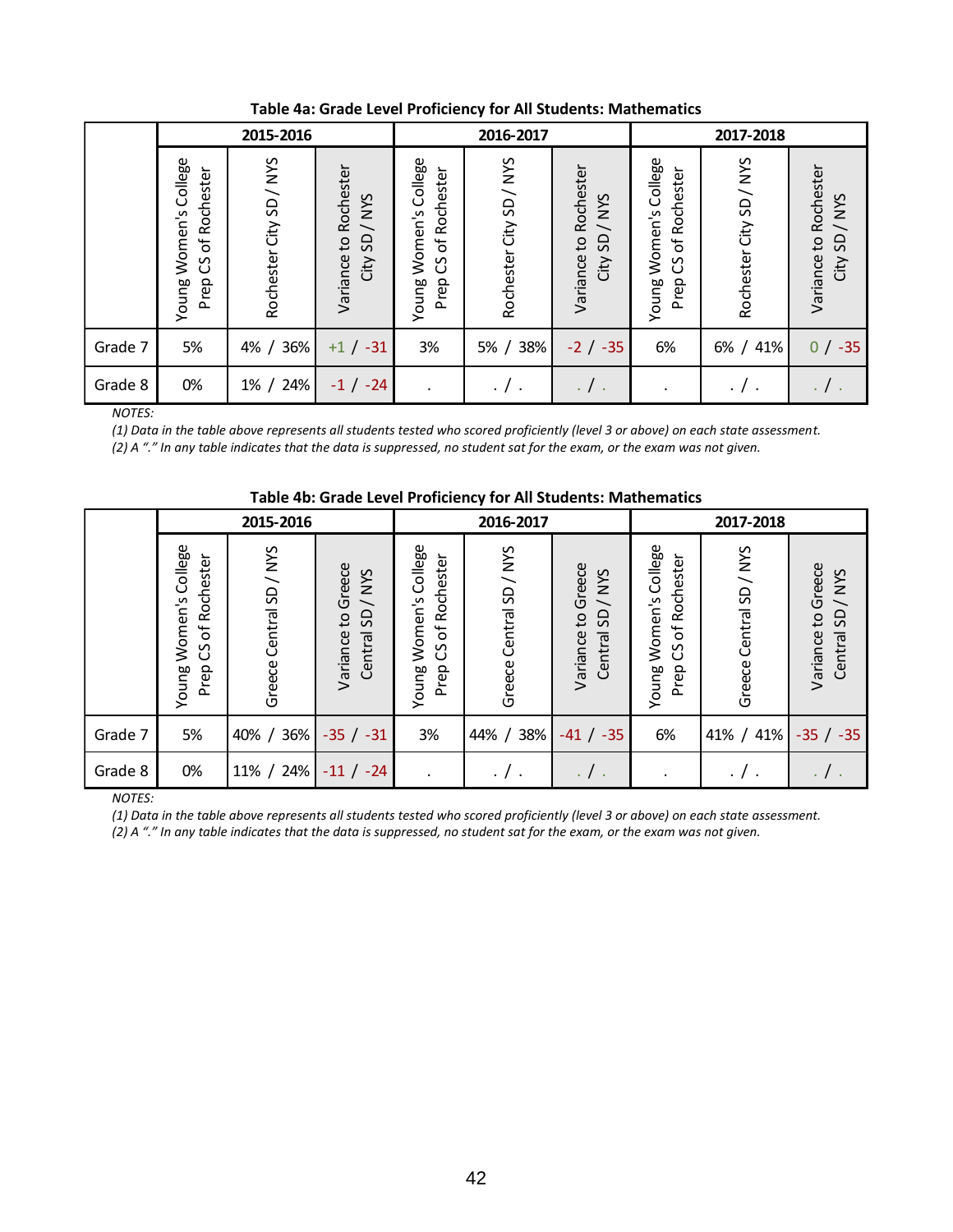**Table 4a: Grade Level Proficiency for All Students: Mathematics**

| | 2015-2016 | | | 2016-2017 | | | 2017-2018 | | |
|---|---|---|---|---|---|---|---|---|---|
| | Young Women's College Prep CS of Rochester | Rochester City SD / NYS | Variance to Rochester City SD / NYS | Young Women's College Prep CS of Rochester | Rochester City SD / NYS | Variance to Rochester City SD / NYS | Young Women's College Prep CS of Rochester | Rochester City SD / NYS | Variance to Rochester City SD / NYS |
| Grade 7 | 5% | 4% / 36% | +1 / -31 | 3% | 5% / 38% | -2 / -35 | 6% | 6% / 41% | 0 / -35 |
| Grade 8 | 0% | 1% / 24% | -1 / -24 | . | . / . | . / . | . | . / . | . / . |

*NOTES:*
*(1) Data in the table above represents all students tested who scored proficiently (level 3 or above) on each state assessment.*
*(2) A "." In any table indicates that the data is suppressed, no student sat for the exam, or the exam was not given.*

**Table 4b: Grade Level Proficiency for All Students: Mathematics**

| | 2015-2016 | | | 2016-2017 | | | 2017-2018 | | |
|---|---|---|---|---|---|---|---|---|---|
| | Young Women's College Prep CS of Rochester | Greece Central SD / NYS | Variance to Greece Central SD / NYS | Young Women's College Prep CS of Rochester | Greece Central SD / NYS | Variance to Greece Central SD / NYS | Young Women's College Prep CS of Rochester | Greece Central SD / NYS | Variance to Greece Central SD / NYS |
| Grade 7 | 5% | 40% / 36% | -35 / -31 | 3% | 44% / 38% | -41 / -35 | 6% | 41% / 41% | -35 / -35 |
| Grade 8 | 0% | 11% / 24% | -11 / -24 | . | . / . | . / . | . | . / . | . / . |

*NOTES:*
*(1) Data in the table above represents all students tested who scored proficiently (level 3 or above) on each state assessment.*
*(2) A "." In any table indicates that the data is suppressed, no student sat for the exam, or the exam was not given.*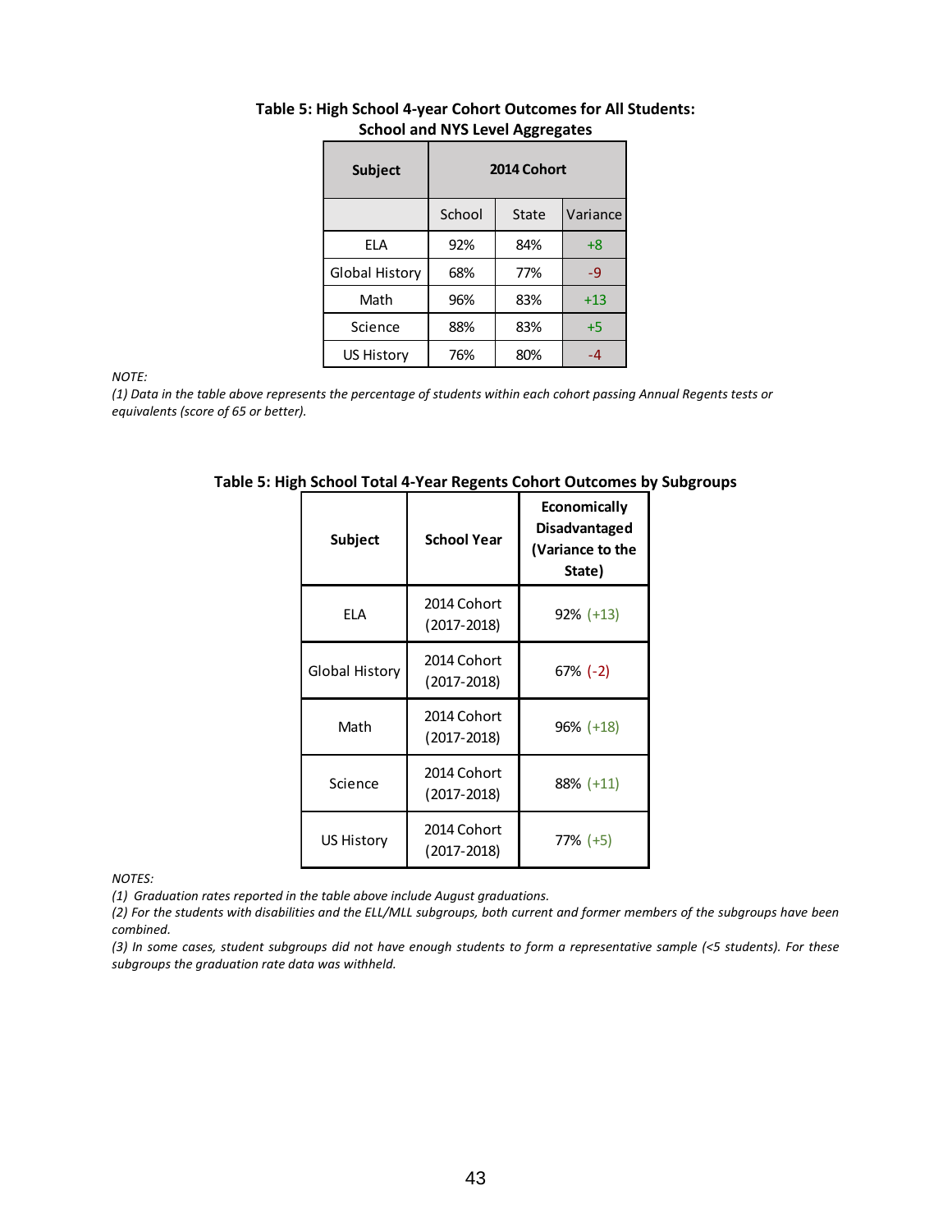**Table 5: High School 4-year Cohort Outcomes for All Students: School and NYS Level Aggregates**

| Subject | 2014 Cohort | | |
|---|---|---|---|
| | School | State | Variance |
| ELA | 92% | 84% | +8 |
| Global History | 68% | 77% | -9 |
| Math | 96% | 83% | +13 |
| Science | 88% | 83% | +5 |
| US History | 76% | 80% | -4 |

*NOTE:*
*(1) Data in the table above represents the percentage of students within each cohort passing Annual Regents tests or equivalents (score of 65 or better).*

**Table 5: High School Total 4-Year Regents Cohort Outcomes by Subgroups**

| Subject | School Year | Economically Disadvantaged (Variance to the State) |
|---|---|---|
| ELA | 2014 Cohort (2017-2018) | 92% (+13) |
| Global History | 2014 Cohort (2017-2018) | 67% (-2) |
| Math | 2014 Cohort (2017-2018) | 96% (+18) |
| Science | 2014 Cohort (2017-2018) | 88% (+11) |
| US History | 2014 Cohort (2017-2018) | 77% (+5) |

*NOTES:*
*(1) Graduation rates reported in the table above include August graduations.*
*(2) For the students with disabilities and the ELL/MLL subgroups, both current and former members of the subgroups have been combined.*
*(3) In some cases, student subgroups did not have enough students to form a representative sample (<5 students). For these subgroups the graduation rate data was withheld.*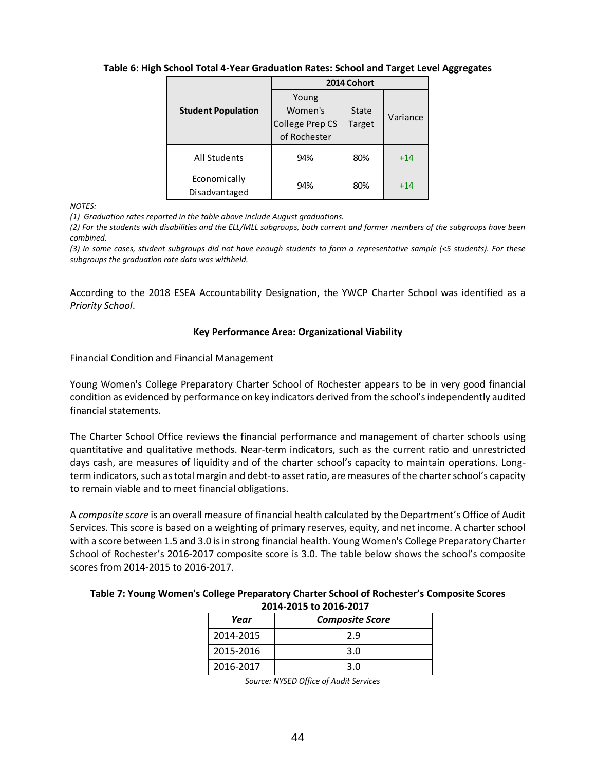**Table 6: High School Total 4-Year Graduation Rates: School and Target Level Aggregates**

| Student Population | 2014 Cohort | | |
|---|---|---|---|
| | Young Women's College Prep CS of Rochester | State Target | Variance |
| All Students | 94% | 80% | +14 |
| Economically Disadvantaged | 94% | 80% | +14 |

*NOTES:*

*(1) Graduation rates reported in the table above include August graduations.*

*(2) For the students with disabilities and the ELL/MLL subgroups, both current and former members of the subgroups have been combined.*

*(3) In some cases, student subgroups did not have enough students to form a representative sample (<5 students). For these subgroups the graduation rate data was withheld.*

According to the 2018 ESEA Accountability Designation, the YWCP Charter School was identified as a *Priority School*.

**Key Performance Area: Organizational Viability**

Financial Condition and Financial Management

Young Women's College Preparatory Charter School of Rochester appears to be in very good financial condition as evidenced by performance on key indicators derived from the school's independently audited financial statements.

The Charter School Office reviews the financial performance and management of charter schools using quantitative and qualitative methods. Near-term indicators, such as the current ratio and unrestricted days cash, are measures of liquidity and of the charter school's capacity to maintain operations. Long-term indicators, such as total margin and debt-to asset ratio, are measures of the charter school's capacity to remain viable and to meet financial obligations.

A *composite score* is an overall measure of financial health calculated by the Department's Office of Audit Services. This score is based on a weighting of primary reserves, equity, and net income. A charter school with a score between 1.5 and 3.0 is in strong financial health. Young Women's College Preparatory Charter School of Rochester's 2016-2017 composite score is 3.0. The table below shows the school's composite scores from 2014-2015 to 2016-2017.

**Table 7: Young Women's College Preparatory Charter School of Rochester's Composite Scores 2014-2015 to 2016-2017**

| *Year* | *Composite Score* |
|---|---|
| 2014-2015 | 2.9 |
| 2015-2016 | 3.0 |
| 2016-2017 | 3.0 |

*Source: NYSED Office of Audit Services*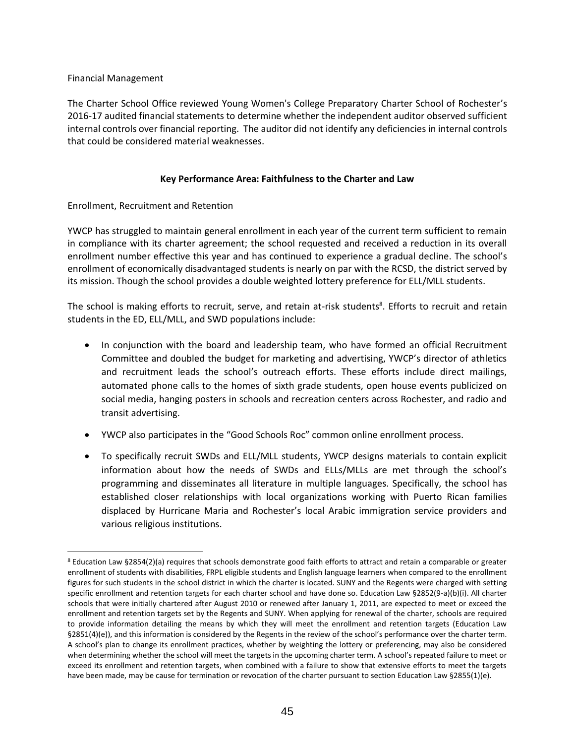Financial Management

The Charter School Office reviewed Young Women's College Preparatory Charter School of Rochester's 2016-17 audited financial statements to determine whether the independent auditor observed sufficient internal controls over financial reporting. The auditor did not identify any deficiencies in internal controls that could be considered material weaknesses.

**Key Performance Area: Faithfulness to the Charter and Law**

Enrollment, Recruitment and Retention

YWCP has struggled to maintain general enrollment in each year of the current term sufficient to remain in compliance with its charter agreement; the school requested and received a reduction in its overall enrollment number effective this year and has continued to experience a gradual decline. The school's enrollment of economically disadvantaged students is nearly on par with the RCSD, the district served by its mission. Though the school provides a double weighted lottery preference for ELL/MLL students.

The school is making efforts to recruit, serve, and retain at-risk students[8]. Efforts to recruit and retain students in the ED, ELL/MLL, and SWD populations include:

- In conjunction with the board and leadership team, who have formed an official Recruitment Committee and doubled the budget for marketing and advertising, YWCP's director of athletics and recruitment leads the school's outreach efforts. These efforts include direct mailings, automated phone calls to the homes of sixth grade students, open house events publicized on social media, hanging posters in schools and recreation centers across Rochester, and radio and transit advertising.
- YWCP also participates in the "Good Schools Roc" common online enrollment process.
- To specifically recruit SWDs and ELL/MLL students, YWCP designs materials to contain explicit information about how the needs of SWDs and ELLs/MLLs are met through the school's programming and disseminates all literature in multiple languages. Specifically, the school has established closer relationships with local organizations working with Puerto Rican families displaced by Hurricane Maria and Rochester's local Arabic immigration service providers and various religious institutions.

[8] Education Law §2854(2)(a) requires that schools demonstrate good faith efforts to attract and retain a comparable or greater enrollment of students with disabilities, FRPL eligible students and English language learners when compared to the enrollment figures for such students in the school district in which the charter is located. SUNY and the Regents were charged with setting specific enrollment and retention targets for each charter school and have done so. Education Law §2852(9-a)(b)(i). All charter schools that were initially chartered after August 2010 or renewed after January 1, 2011, are expected to meet or exceed the enrollment and retention targets set by the Regents and SUNY. When applying for renewal of the charter, schools are required to provide information detailing the means by which they will meet the enrollment and retention targets (Education Law §2851(4)(e)), and this information is considered by the Regents in the review of the school's performance over the charter term. A school's plan to change its enrollment practices, whether by weighting the lottery or preferencing, may also be considered when determining whether the school will meet the targets in the upcoming charter term. A school's repeated failure to meet or exceed its enrollment and retention targets, when combined with a failure to show that extensive efforts to meet the targets have been made, may be cause for termination or revocation of the charter pursuant to section Education Law §2855(1)(e).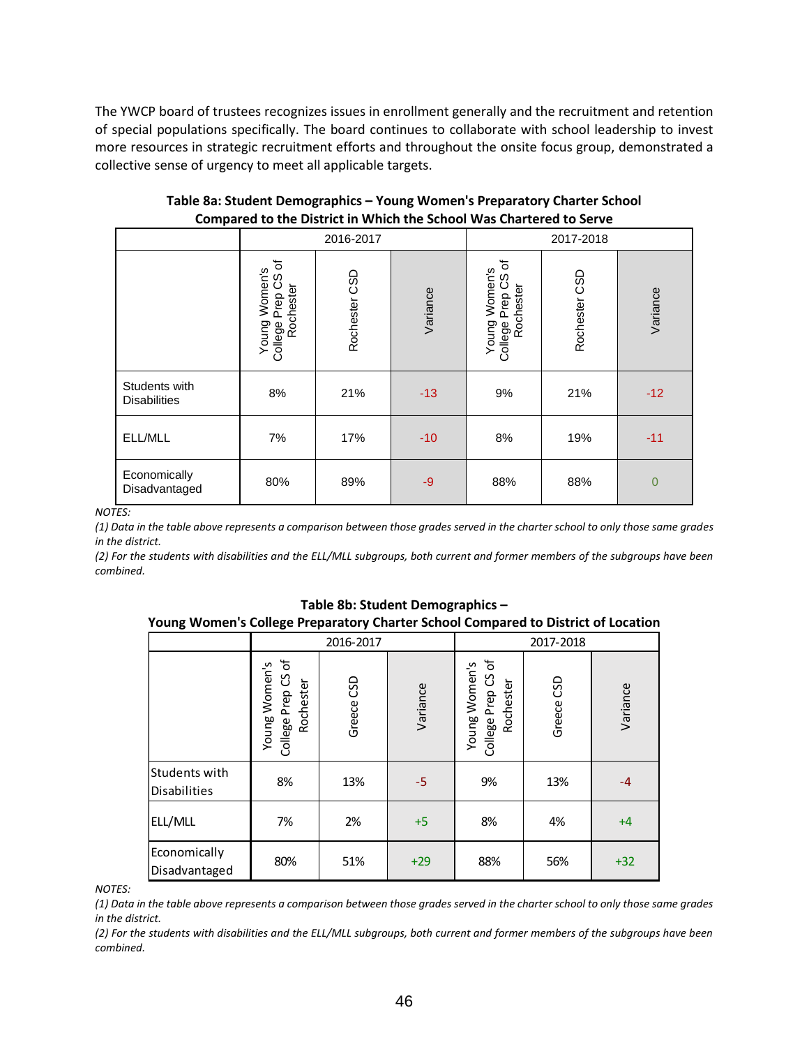The YWCP board of trustees recognizes issues in enrollment generally and the recruitment and retention of special populations specifically. The board continues to collaborate with school leadership to invest more resources in strategic recruitment efforts and throughout the onsite focus group, demonstrated a collective sense of urgency to meet all applicable targets.

**Table 8a: Student Demographics – Young Women's Preparatory Charter School Compared to the District in Which the School Was Chartered to Serve**

| | 2016-2017 | | | 2017-2018 | | |
|---|---|---|---|---|---|---|
| | Young Women's College Prep CS of Rochester | Rochester CSD | Variance | Young Women's College Prep CS of Rochester | Rochester CSD | Variance |
| Students with Disabilities | 8% | 21% | -13 | 9% | 21% | -12 |
| ELL/MLL | 7% | 17% | -10 | 8% | 19% | -11 |
| Economically Disadvantaged | 80% | 89% | -9 | 88% | 88% | 0 |

*NOTES:*
*(1) Data in the table above represents a comparison between those grades served in the charter school to only those same grades in the district.*
*(2) For the students with disabilities and the ELL/MLL subgroups, both current and former members of the subgroups have been combined.*

**Table 8b: Student Demographics – Young Women's College Preparatory Charter School Compared to District of Location**

| | 2016-2017 | | | 2017-2018 | | |
|---|---|---|---|---|---|---|
| | Young Women's College Prep CS of Rochester | Greece CSD | Variance | Young Women's College Prep CS of Rochester | Greece CSD | Variance |
| Students with Disabilities | 8% | 13% | -5 | 9% | 13% | -4 |
| ELL/MLL | 7% | 2% | +5 | 8% | 4% | +4 |
| Economically Disadvantaged | 80% | 51% | +29 | 88% | 56% | +32 |

*NOTES:*
*(1) Data in the table above represents a comparison between those grades served in the charter school to only those same grades in the district.*
*(2) For the students with disabilities and the ELL/MLL subgroups, both current and former members of the subgroups have been combined.*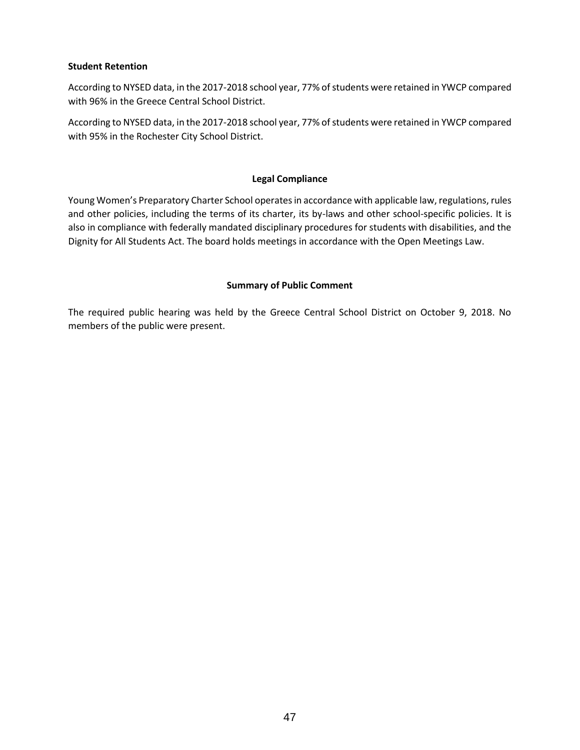**Student Retention**

According to NYSED data, in the 2017-2018 school year, 77% of students were retained in YWCP compared with 96% in the Greece Central School District.

According to NYSED data, in the 2017-2018 school year, 77% of students were retained in YWCP compared with 95% in the Rochester City School District.

## Legal Compliance

Young Women's Preparatory Charter School operates in accordance with applicable law, regulations, rules and other policies, including the terms of its charter, its by-laws and other school-specific policies. It is also in compliance with federally mandated disciplinary procedures for students with disabilities, and the Dignity for All Students Act. The board holds meetings in accordance with the Open Meetings Law.

## Summary of Public Comment

The required public hearing was held by the Greece Central School District on October 9, 2018. No members of the public were present.